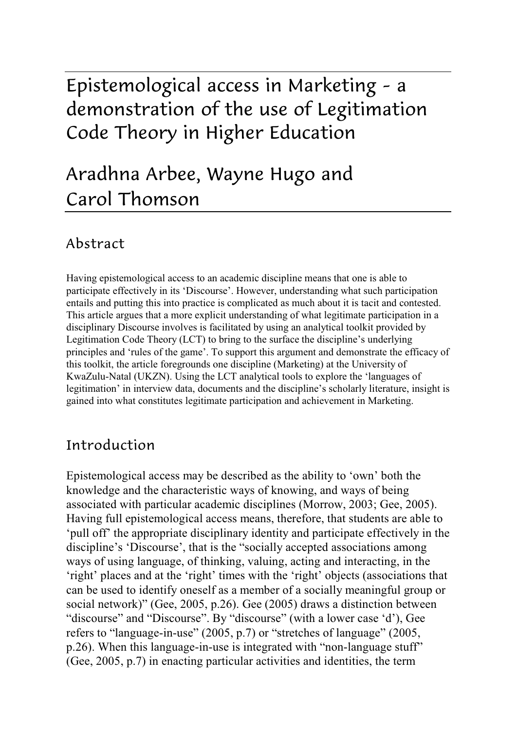# Epistemological access in Marketing - a demonstration of the use of Legitimation Code Theory in Higher Education

## Aradhna Arbee, Wayne Hugo and Carol Thomson

### Abstract

Having epistemological access to an academic discipline means that one is able to participate effectively in its 'Discourse'. However, understanding what such participation entails and putting this into practice is complicated as much about it is tacit and contested. This article argues that a more explicit understanding of what legitimate participation in a disciplinary Discourse involves is facilitated by using an analytical toolkit provided by Legitimation Code Theory (LCT) to bring to the surface the discipline's underlying principles and 'rules of the game'. To support this argument and demonstrate the efficacy of this toolkit, the article foregrounds one discipline (Marketing) at the University of KwaZulu-Natal (UKZN). Using the LCT analytical tools to explore the 'languages of legitimation' in interview data, documents and the discipline's scholarly literature, insight is gained into what constitutes legitimate participation and achievement in Marketing.

### Introduction

Epistemological access may be described as the ability to 'own' both the knowledge and the characteristic ways of knowing, and ways of being associated with particular academic disciplines (Morrow, 2003; Gee, 2005). Having full epistemological access means, therefore, that students are able to 'pull off' the appropriate disciplinary identity and participate effectively in the discipline's 'Discourse', that is the "socially accepted associations among ways of using language, of thinking, valuing, acting and interacting, in the 'right' places and at the 'right' times with the 'right' objects (associations that can be used to identify oneself as a member of a socially meaningful group or social network)" (Gee, 2005, p.26). Gee (2005) draws a distinction between "discourse" and "Discourse". By "discourse" (with a lower case 'd'), Gee refers to "language-in-use" (2005, p.7) or "stretches of language" (2005, p.26). When this language-in-use is integrated with "non-language stuff" (Gee, 2005, p.7) in enacting particular activities and identities, the term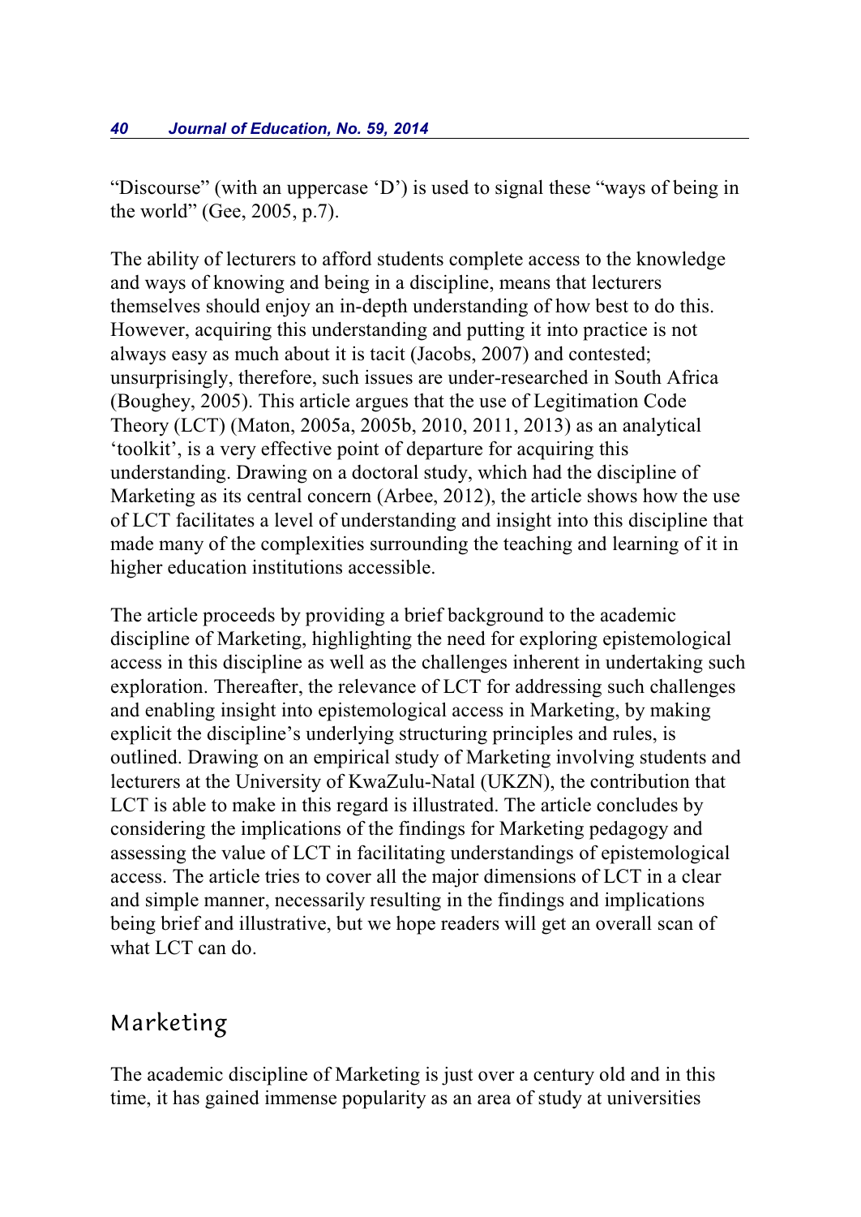"Discourse" (with an uppercase 'D') is used to signal these "ways of being in the world" (Gee, 2005, p.7).

The ability of lecturers to afford students complete access to the knowledge and ways of knowing and being in a discipline, means that lecturers themselves should enjoy an in-depth understanding of how best to do this. However, acquiring this understanding and putting it into practice is not always easy as much about it is tacit (Jacobs, 2007) and contested; unsurprisingly, therefore, such issues are under-researched in South Africa (Boughey, 2005). This article argues that the use of Legitimation Code Theory (LCT) (Maton, 2005a, 2005b, 2010, 2011, 2013) as an analytical 'toolkit', is a very effective point of departure for acquiring this understanding. Drawing on a doctoral study, which had the discipline of Marketing as its central concern (Arbee, 2012), the article shows how the use of LCT facilitates a level of understanding and insight into this discipline that made many of the complexities surrounding the teaching and learning of it in higher education institutions accessible.

The article proceeds by providing a brief background to the academic discipline of Marketing, highlighting the need for exploring epistemological access in this discipline as well as the challenges inherent in undertaking such exploration. Thereafter, the relevance of LCT for addressing such challenges and enabling insight into epistemological access in Marketing, by making explicit the discipline's underlying structuring principles and rules, is outlined. Drawing on an empirical study of Marketing involving students and lecturers at the University of KwaZulu-Natal (UKZN), the contribution that LCT is able to make in this regard is illustrated. The article concludes by considering the implications of the findings for Marketing pedagogy and assessing the value of LCT in facilitating understandings of epistemological access. The article tries to cover all the major dimensions of LCT in a clear and simple manner, necessarily resulting in the findings and implications being brief and illustrative, but we hope readers will get an overall scan of what LCT can do.

## Marketing

The academic discipline of Marketing is just over a century old and in this time, it has gained immense popularity as an area of study at universities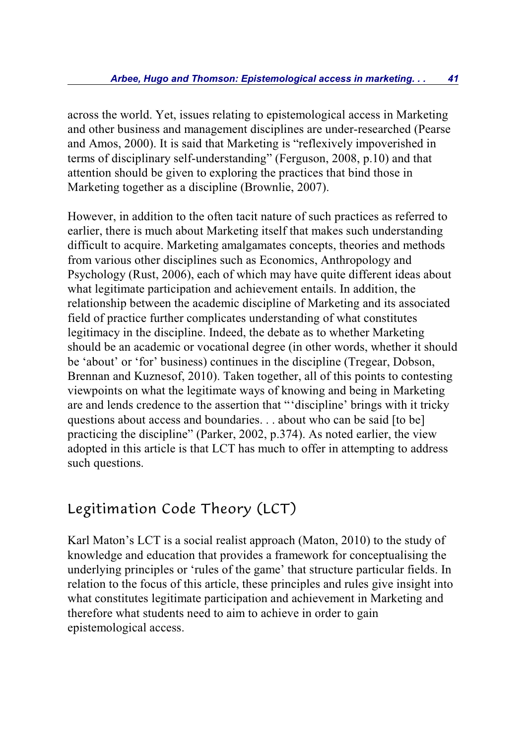across the world. Yet, issues relating to epistemological access in Marketing and other business and management disciplines are under-researched (Pearse and Amos, 2000). It is said that Marketing is "reflexively impoverished in terms of disciplinary self-understanding" (Ferguson, 2008, p.10) and that attention should be given to exploring the practices that bind those in Marketing together as a discipline (Brownlie, 2007).

However, in addition to the often tacit nature of such practices as referred to earlier, there is much about Marketing itself that makes such understanding difficult to acquire. Marketing amalgamates concepts, theories and methods from various other disciplines such as Economics, Anthropology and Psychology (Rust, 2006), each of which may have quite different ideas about what legitimate participation and achievement entails. In addition, the relationship between the academic discipline of Marketing and its associated field of practice further complicates understanding of what constitutes legitimacy in the discipline. Indeed, the debate as to whether Marketing should be an academic or vocational degree (in other words, whether it should be 'about' or 'for' business) continues in the discipline (Tregear, Dobson, Brennan and Kuznesof, 2010). Taken together, all of this points to contesting viewpoints on what the legitimate ways of knowing and being in Marketing are and lends credence to the assertion that "'discipline' brings with it tricky questions about access and boundaries. . . about who can be said [to be] practicing the discipline" (Parker, 2002, p.374). As noted earlier, the view adopted in this article is that LCT has much to offer in attempting to address such questions.

## Legitimation Code Theory (LCT)

Karl Maton's LCT is a social realist approach (Maton, 2010) to the study of knowledge and education that provides a framework for conceptualising the underlying principles or 'rules of the game' that structure particular fields. In relation to the focus of this article, these principles and rules give insight into what constitutes legitimate participation and achievement in Marketing and therefore what students need to aim to achieve in order to gain epistemological access.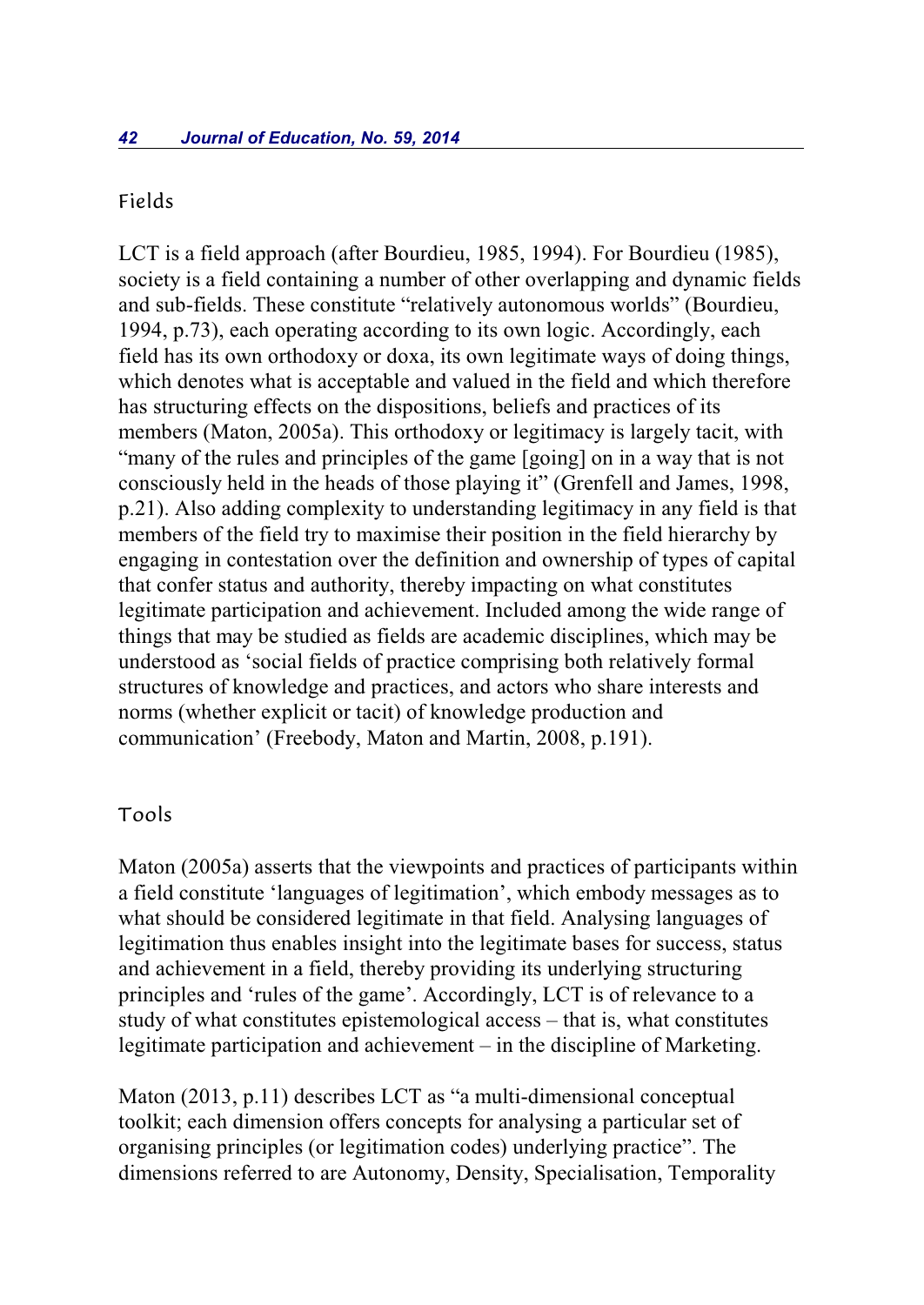## Fields

LCT is a field approach (after Bourdieu, 1985, 1994). For Bourdieu (1985), society is a field containing a number of other overlapping and dynamic fields and sub-fields. These constitute "relatively autonomous worlds" (Bourdieu, 1994, p.73), each operating according to its own logic. Accordingly, each field has its own orthodoxy or doxa, its own legitimate ways of doing things, which denotes what is acceptable and valued in the field and which therefore has structuring effects on the dispositions, beliefs and practices of its members (Maton, 2005a). This orthodoxy or legitimacy is largely tacit, with "many of the rules and principles of the game [going] on in a way that is not consciously held in the heads of those playing it" (Grenfell and James, 1998, p.21). Also adding complexity to understanding legitimacy in any field is that members of the field try to maximise their position in the field hierarchy by engaging in contestation over the definition and ownership of types of capital that confer status and authority, thereby impacting on what constitutes legitimate participation and achievement. Included among the wide range of things that may be studied as fields are academic disciplines, which may be understood as 'social fields of practice comprising both relatively formal structures of knowledge and practices, and actors who share interests and norms (whether explicit or tacit) of knowledge production and communication' (Freebody, Maton and Martin, 2008, p.191).

## Tools

Maton (2005a) asserts that the viewpoints and practices of participants within a field constitute 'languages of legitimation', which embody messages as to what should be considered legitimate in that field. Analysing languages of legitimation thus enables insight into the legitimate bases for success, status and achievement in a field, thereby providing its underlying structuring principles and 'rules of the game'. Accordingly, LCT is of relevance to a study of what constitutes epistemological access – that is, what constitutes legitimate participation and achievement – in the discipline of Marketing.

Maton (2013, p.11) describes LCT as "a multi-dimensional conceptual toolkit; each dimension offers concepts for analysing a particular set of organising principles (or legitimation codes) underlying practice". The dimensions referred to are Autonomy, Density, Specialisation, Temporality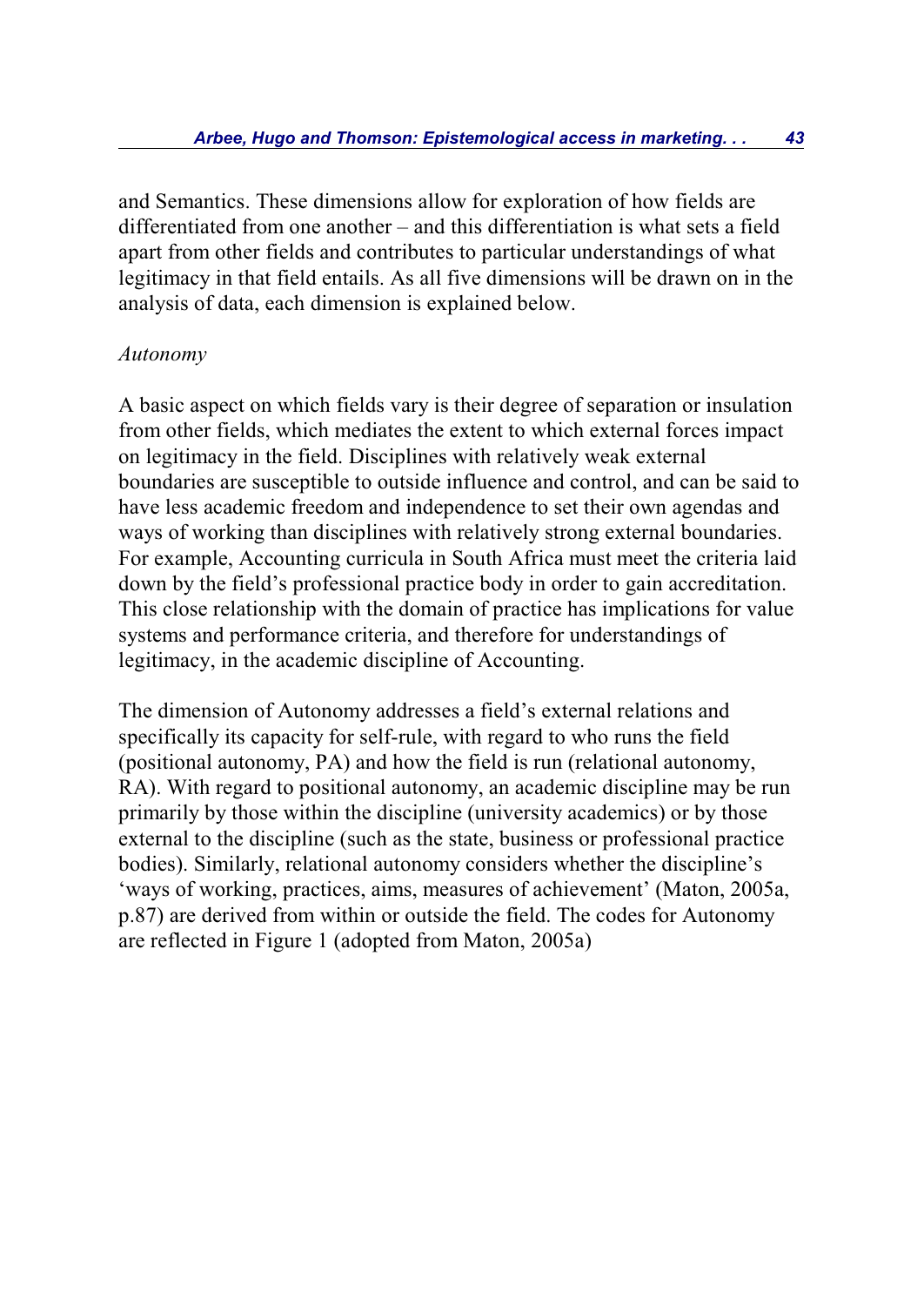and Semantics. These dimensions allow for exploration of how fields are differentiated from one another – and this differentiation is what sets a field apart from other fields and contributes to particular understandings of what legitimacy in that field entails. As all five dimensions will be drawn on in the analysis of data, each dimension is explained below.

*Autonomy*

A basic aspect on which fields vary is their degree of separation or insulation from other fields, which mediates the extent to which external forces impact on legitimacy in the field. Disciplines with relatively weak external boundaries are susceptible to outside influence and control, and can be said to have less academic freedom and independence to set their own agendas and ways of working than disciplines with relatively strong external boundaries. For example, Accounting curricula in South Africa must meet the criteria laid down by the field's professional practice body in order to gain accreditation. This close relationship with the domain of practice has implications for value systems and performance criteria, and therefore for understandings of legitimacy, in the academic discipline of Accounting.

The dimension of Autonomy addresses a field's external relations and specifically its capacity for self-rule, with regard to who runs the field (positional autonomy, PA) and how the field is run (relational autonomy, RA). With regard to positional autonomy, an academic discipline may be run primarily by those within the discipline (university academics) or by those external to the discipline (such as the state, business or professional practice bodies). Similarly, relational autonomy considers whether the discipline's 'ways of working, practices, aims, measures of achievement' (Maton, 2005a, p.87) are derived from within or outside the field. The codes for Autonomy are reflected in Figure 1 (adopted from Maton, 2005a)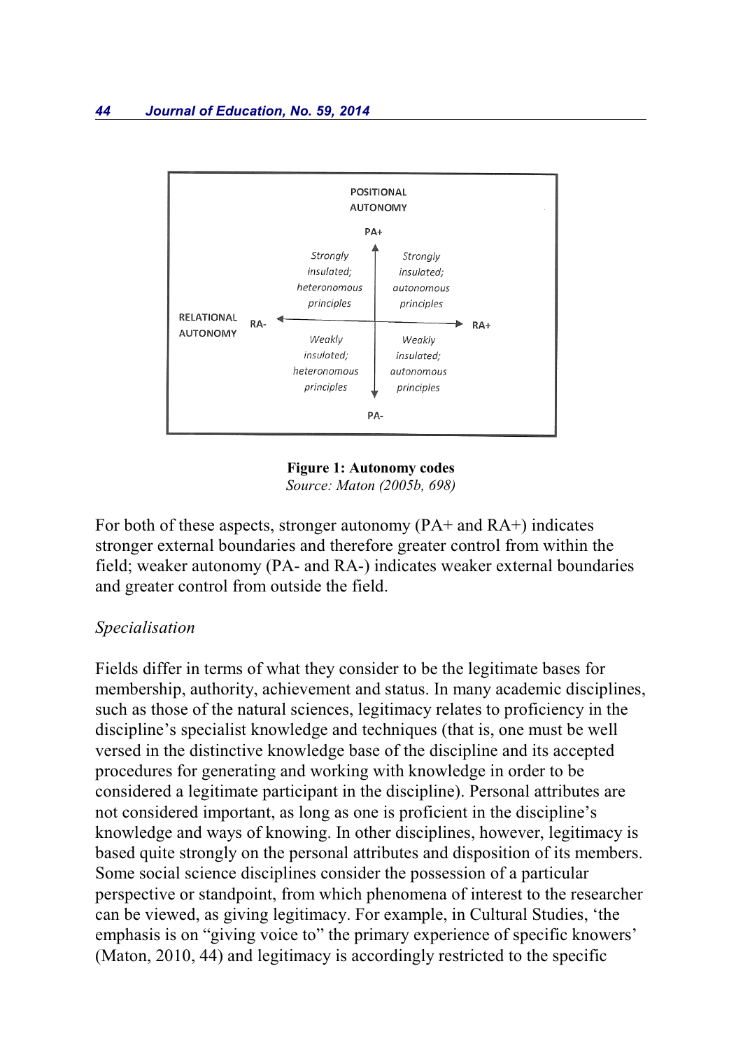POSITIONAL AUTONOMY

PA+

| | RA- | RA+ |
|---|---|---|
| PA+ | *Strongly insulated; heteronomous principles* | *Strongly insulated; autonomous principles* |
| PA- | *Weakly insulated; heteronomous principles* | *Weakly insulated; autonomous principles* |

RELATIONAL AUTONOMY

PA-

**Figure 1: Autonomy codes**
*Source: Maton (2005b, 698)*

For both of these aspects, stronger autonomy (PA+ and RA+) indicates stronger external boundaries and therefore greater control from within the field; weaker autonomy (PA- and RA-) indicates weaker external boundaries and greater control from outside the field.

*Specialisation*

Fields differ in terms of what they consider to be the legitimate bases for membership, authority, achievement and status. In many academic disciplines, such as those of the natural sciences, legitimacy relates to proficiency in the discipline's specialist knowledge and techniques (that is, one must be well versed in the distinctive knowledge base of the discipline and its accepted procedures for generating and working with knowledge in order to be considered a legitimate participant in the discipline). Personal attributes are not considered important, as long as one is proficient in the discipline's knowledge and ways of knowing. In other disciplines, however, legitimacy is based quite strongly on the personal attributes and disposition of its members. Some social science disciplines consider the possession of a particular perspective or standpoint, from which phenomena of interest to the researcher can be viewed, as giving legitimacy. For example, in Cultural Studies, 'the emphasis is on "giving voice to" the primary experience of specific knowers' (Maton, 2010, 44) and legitimacy is accordingly restricted to the specific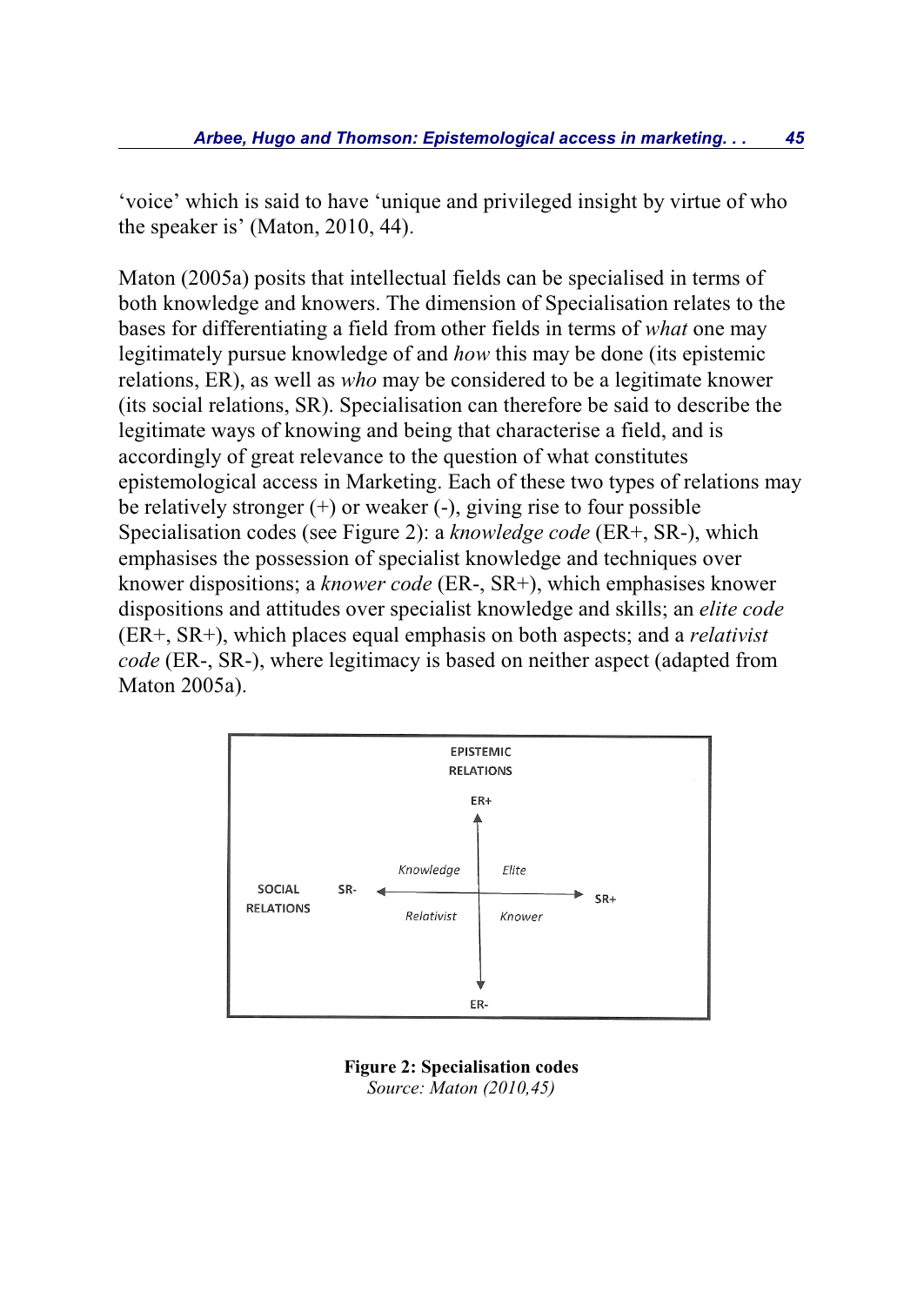'voice' which is said to have 'unique and privileged insight by virtue of who the speaker is' (Maton, 2010, 44).

Maton (2005a) posits that intellectual fields can be specialised in terms of both knowledge and knowers. The dimension of Specialisation relates to the bases for differentiating a field from other fields in terms of *what* one may legitimately pursue knowledge of and *how* this may be done (its epistemic relations, ER), as well as *who* may be considered to be a legitimate knower (its social relations, SR). Specialisation can therefore be said to describe the legitimate ways of knowing and being that characterise a field, and is accordingly of great relevance to the question of what constitutes epistemological access in Marketing. Each of these two types of relations may be relatively stronger (+) or weaker (-), giving rise to four possible Specialisation codes (see Figure 2): a *knowledge code* (ER+, SR-), which emphasises the possession of specialist knowledge and techniques over knower dispositions; a *knower code* (ER-, SR+), which emphasises knower dispositions and attitudes over specialist knowledge and skills; an *elite code* (ER+, SR+), which places equal emphasis on both aspects; and a *relativist code* (ER-, SR-), where legitimacy is based on neither aspect (adapted from Maton 2005a).

EPISTEMIC RELATIONS

ER+

SOCIAL RELATIONS &nbsp;&nbsp; SR- &nbsp;&nbsp; *Knowledge* | *Elite* &nbsp;&nbsp; SR+

*Relativist* | *Knower*

ER-

**Figure 2: Specialisation codes**

*Source: Maton (2010,45)*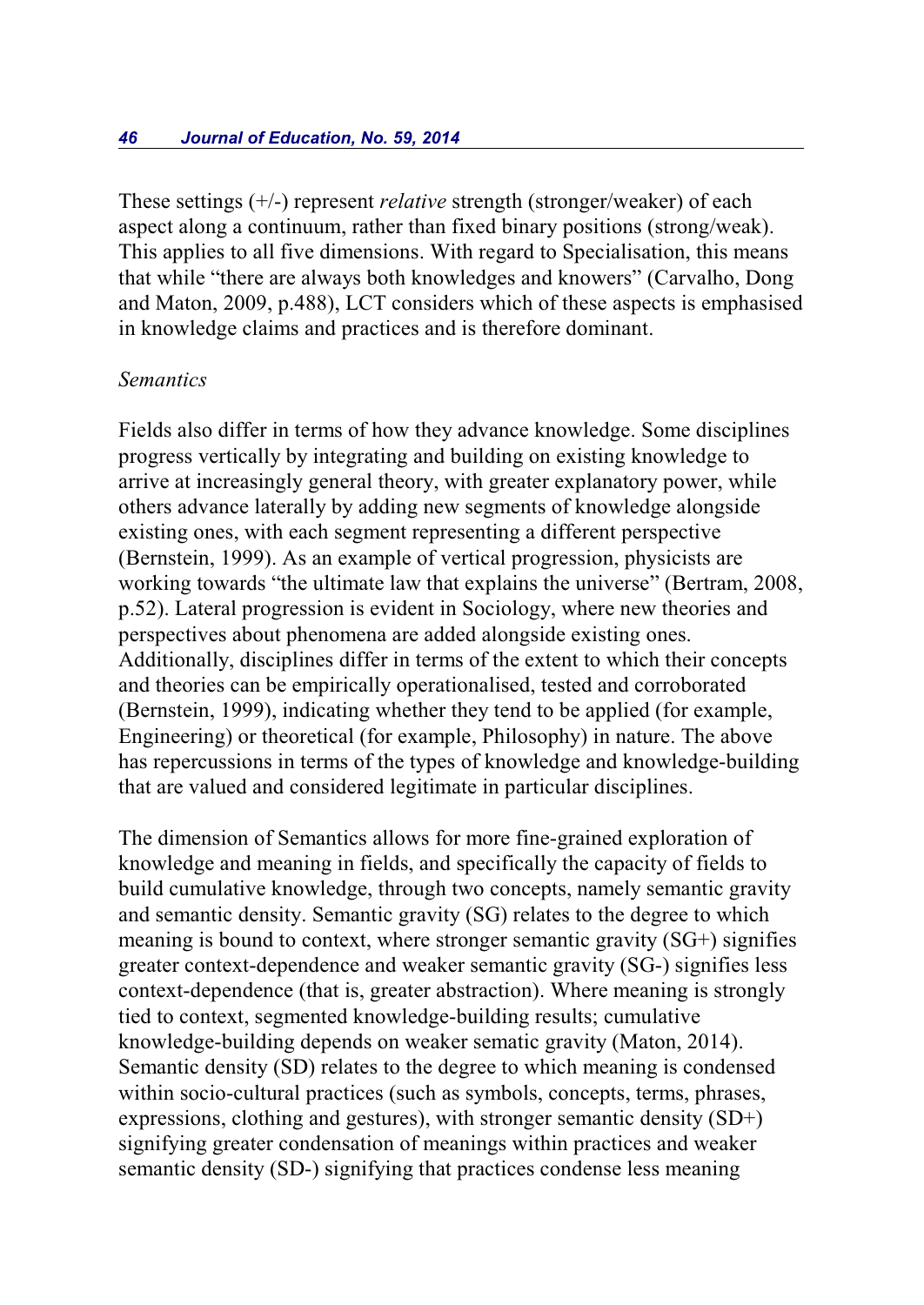These settings (+/-) represent *relative* strength (stronger/weaker) of each aspect along a continuum, rather than fixed binary positions (strong/weak). This applies to all five dimensions. With regard to Specialisation, this means that while "there are always both knowledges and knowers" (Carvalho, Dong and Maton, 2009, p.488), LCT considers which of these aspects is emphasised in knowledge claims and practices and is therefore dominant.

*Semantics*

Fields also differ in terms of how they advance knowledge. Some disciplines progress vertically by integrating and building on existing knowledge to arrive at increasingly general theory, with greater explanatory power, while others advance laterally by adding new segments of knowledge alongside existing ones, with each segment representing a different perspective (Bernstein, 1999). As an example of vertical progression, physicists are working towards "the ultimate law that explains the universe" (Bertram, 2008, p.52). Lateral progression is evident in Sociology, where new theories and perspectives about phenomena are added alongside existing ones. Additionally, disciplines differ in terms of the extent to which their concepts and theories can be empirically operationalised, tested and corroborated (Bernstein, 1999), indicating whether they tend to be applied (for example, Engineering) or theoretical (for example, Philosophy) in nature. The above has repercussions in terms of the types of knowledge and knowledge-building that are valued and considered legitimate in particular disciplines.

The dimension of Semantics allows for more fine-grained exploration of knowledge and meaning in fields, and specifically the capacity of fields to build cumulative knowledge, through two concepts, namely semantic gravity and semantic density. Semantic gravity (SG) relates to the degree to which meaning is bound to context, where stronger semantic gravity (SG+) signifies greater context-dependence and weaker semantic gravity (SG-) signifies less context-dependence (that is, greater abstraction). Where meaning is strongly tied to context, segmented knowledge-building results; cumulative knowledge-building depends on weaker sematic gravity (Maton, 2014). Semantic density (SD) relates to the degree to which meaning is condensed within socio-cultural practices (such as symbols, concepts, terms, phrases, expressions, clothing and gestures), with stronger semantic density (SD+) signifying greater condensation of meanings within practices and weaker semantic density (SD-) signifying that practices condense less meaning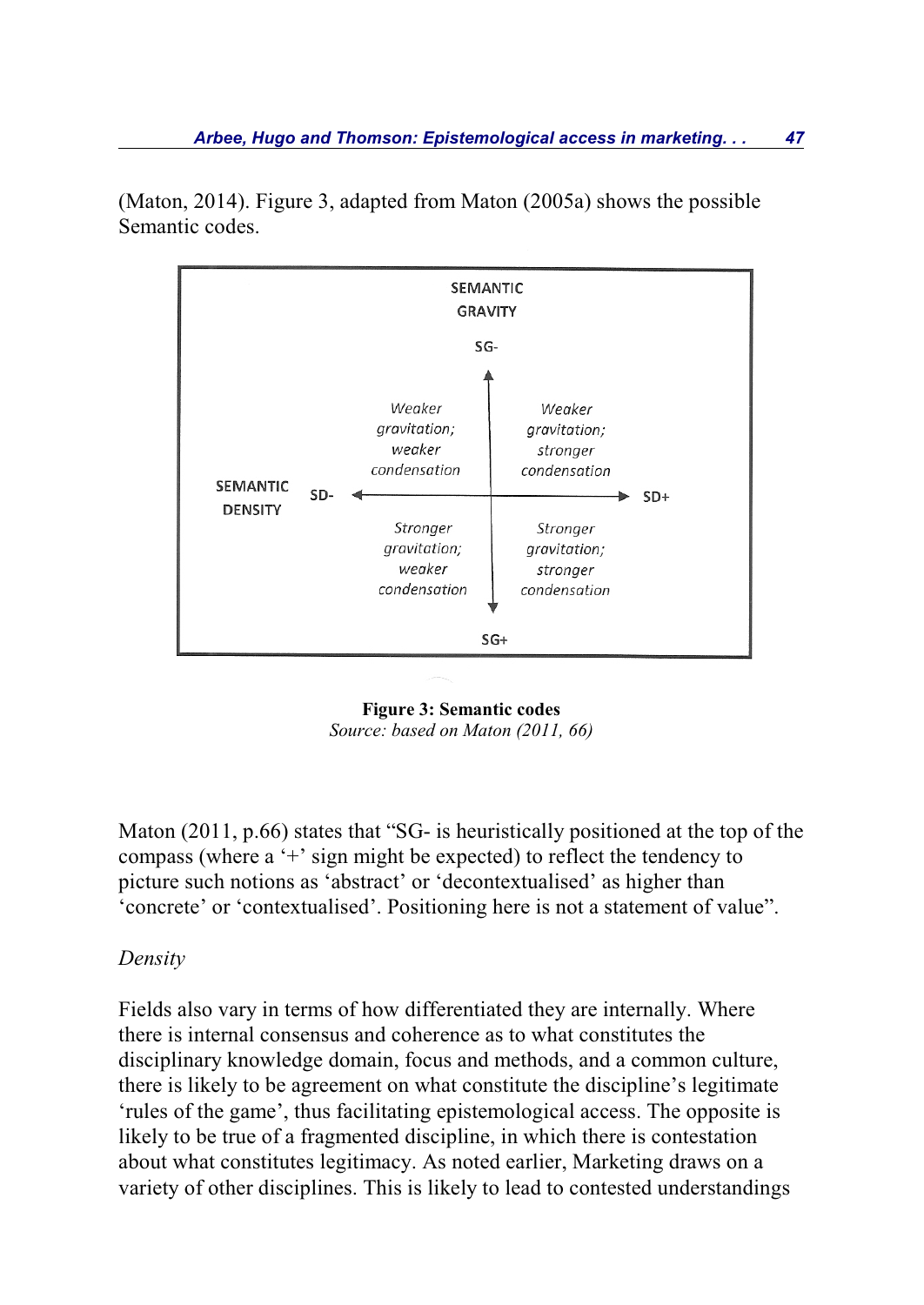(Maton, 2014). Figure 3, adapted from Maton (2005a) shows the possible Semantic codes.

SEMANTIC GRAVITY

SG-

| | SD- | SD+ |
|---|---|---|
| SG- | *Weaker gravitation; weaker condensation* | *Weaker gravitation; stronger condensation* |
| SG+ | *Stronger gravitation; weaker condensation* | *Stronger gravitation; stronger condensation* |

SEMANTIC DENSITY: SD- ← → SD+

SG+

**Figure 3: Semantic codes**
*Source: based on Maton (2011, 66)*

Maton (2011, p.66) states that "SG- is heuristically positioned at the top of the compass (where a '+' sign might be expected) to reflect the tendency to picture such notions as 'abstract' or 'decontextualised' as higher than 'concrete' or 'contextualised'. Positioning here is not a statement of value".

*Density*

Fields also vary in terms of how differentiated they are internally. Where there is internal consensus and coherence as to what constitutes the disciplinary knowledge domain, focus and methods, and a common culture, there is likely to be agreement on what constitute the discipline's legitimate 'rules of the game', thus facilitating epistemological access. The opposite is likely to be true of a fragmented discipline, in which there is contestation about what constitutes legitimacy. As noted earlier, Marketing draws on a variety of other disciplines. This is likely to lead to contested understandings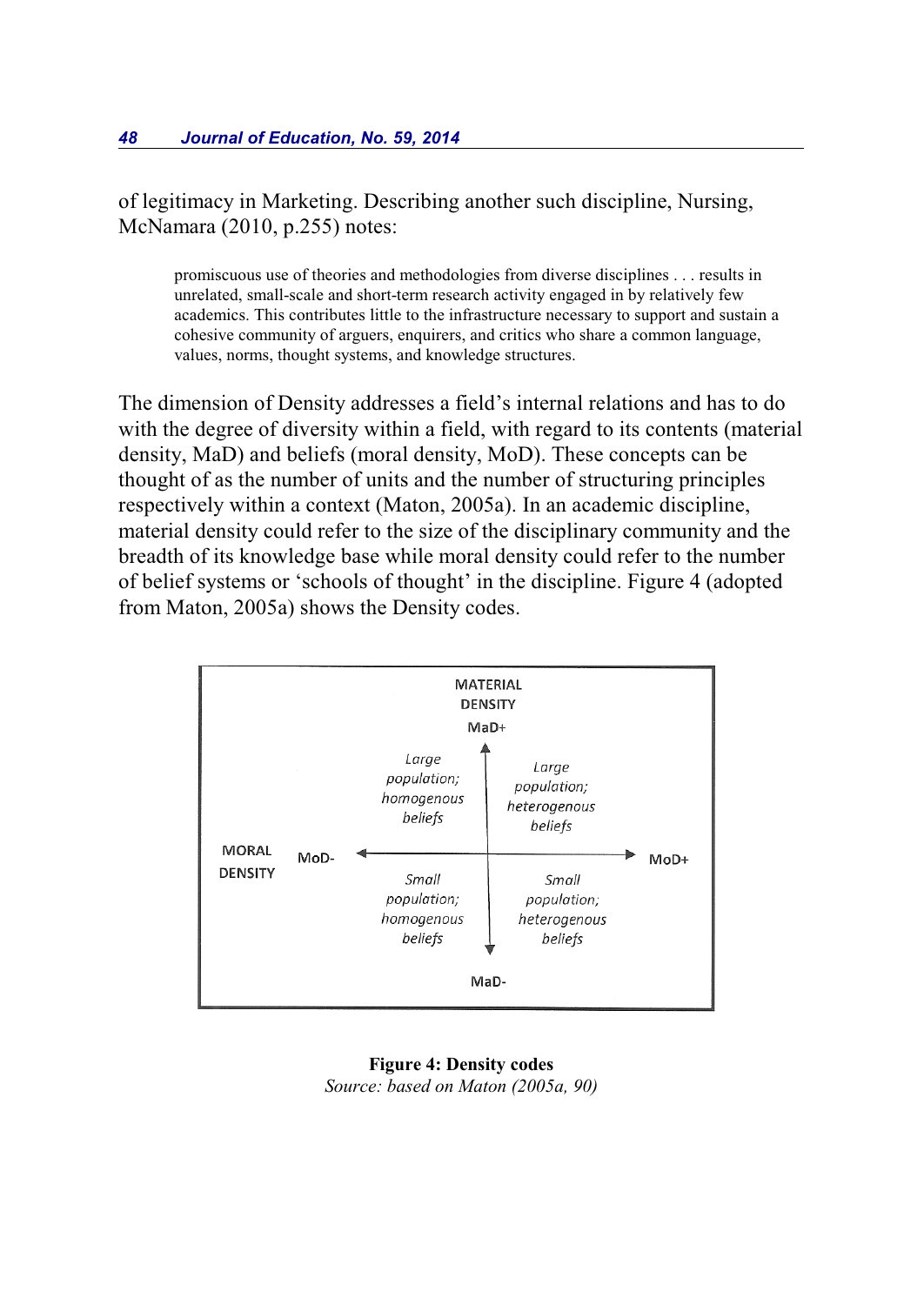of legitimacy in Marketing. Describing another such discipline, Nursing, McNamara (2010, p.255) notes:

> promiscuous use of theories and methodologies from diverse disciplines . . . results in unrelated, small-scale and short-term research activity engaged in by relatively few academics. This contributes little to the infrastructure necessary to support and sustain a cohesive community of arguers, enquirers, and critics who share a common language, values, norms, thought systems, and knowledge structures.

The dimension of Density addresses a field's internal relations and has to do with the degree of diversity within a field, with regard to its contents (material density, MaD) and beliefs (moral density, MoD). These concepts can be thought of as the number of units and the number of structuring principles respectively within a context (Maton, 2005a). In an academic discipline, material density could refer to the size of the disciplinary community and the breadth of its knowledge base while moral density could refer to the number of belief systems or 'schools of thought' in the discipline. Figure 4 (adopted from Maton, 2005a) shows the Density codes.

| | MoD- (homogenous beliefs) | MoD+ (heterogenous beliefs) |
|---|---|---|
| **MaD+** | *Large population; homogenous beliefs* | *Large population; heterogenous beliefs* |
| **MaD-** | *Small population; homogenous beliefs* | *Small population; heterogenous beliefs* |

Vertical axis: MATERIAL DENSITY (MaD+ to MaD-); horizontal axis: MORAL DENSITY (MoD- to MoD+)

**Figure 4: Density codes**

*Source: based on Maton (2005a, 90)*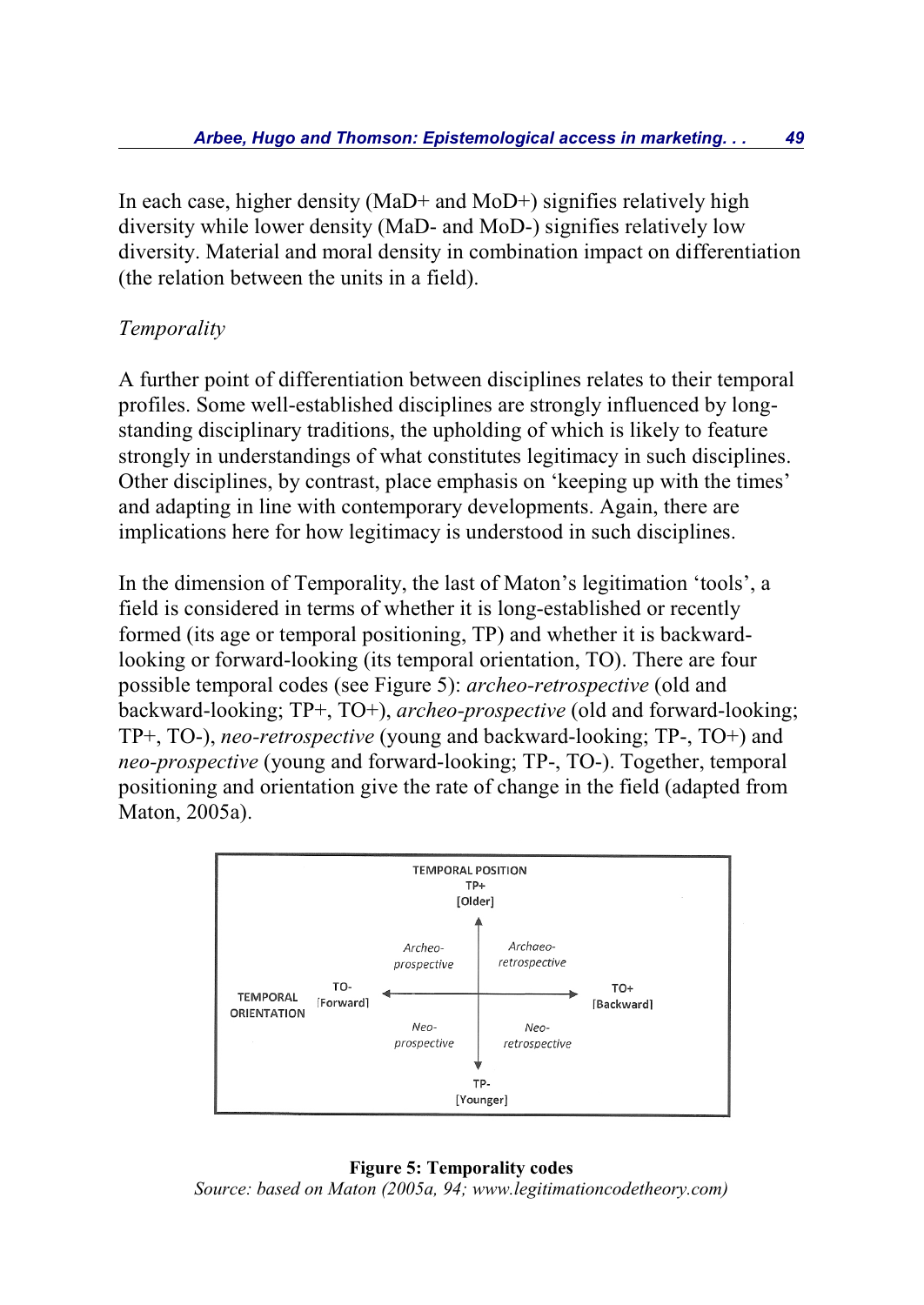In each case, higher density (MaD+ and MoD+) signifies relatively high diversity while lower density (MaD- and MoD-) signifies relatively low diversity. Material and moral density in combination impact on differentiation (the relation between the units in a field).

*Temporality*

A further point of differentiation between disciplines relates to their temporal profiles. Some well-established disciplines are strongly influenced by long-standing disciplinary traditions, the upholding of which is likely to feature strongly in understandings of what constitutes legitimacy in such disciplines. Other disciplines, by contrast, place emphasis on 'keeping up with the times' and adapting in line with contemporary developments. Again, there are implications here for how legitimacy is understood in such disciplines.

In the dimension of Temporality, the last of Maton's legitimation 'tools', a field is considered in terms of whether it is long-established or recently formed (its age or temporal positioning, TP) and whether it is backward-looking or forward-looking (its temporal orientation, TO). There are four possible temporal codes (see Figure 5): *archeo-retrospective* (old and backward-looking; TP+, TO+), *archeo-prospective* (old and forward-looking; TP+, TO-), *neo-retrospective* (young and backward-looking; TP-, TO+) and *neo-prospective* (young and forward-looking; TP-, TO-). Together, temporal positioning and orientation give the rate of change in the field (adapted from Maton, 2005a).

TEMPORAL POSITION
TP+
[Older]

*Archeo-prospective* | *Archaeo-retrospective*

TEMPORAL ORIENTATION — TO- [Forward] ◄—► TO+ [Backward]

*Neo-prospective* | *Neo-retrospective*

TP-
[Younger]

**Figure 5: Temporality codes**

*Source: based on Maton (2005a, 94; www.legitimationcodetheory.com)*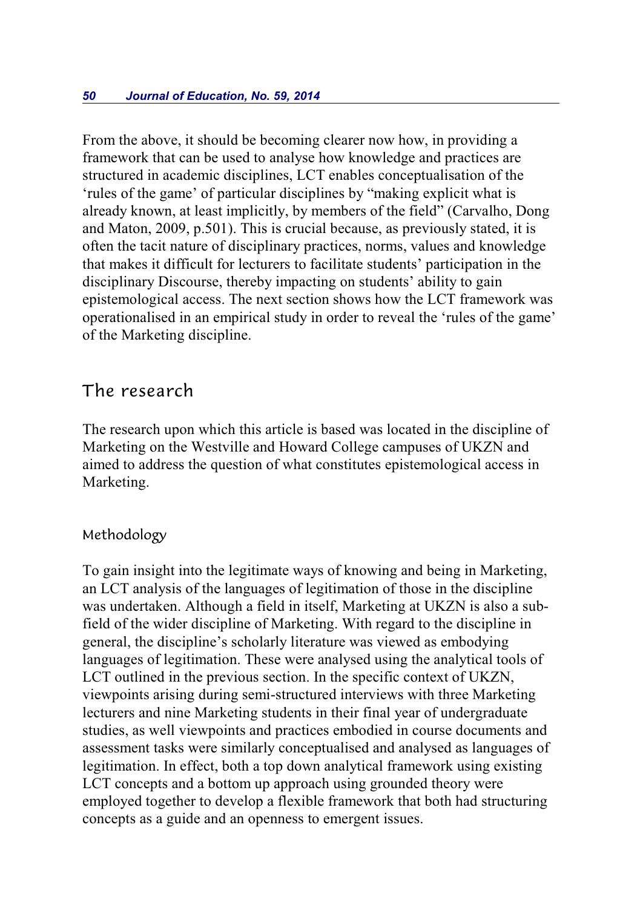From the above, it should be becoming clearer now how, in providing a framework that can be used to analyse how knowledge and practices are structured in academic disciplines, LCT enables conceptualisation of the 'rules of the game' of particular disciplines by "making explicit what is already known, at least implicitly, by members of the field" (Carvalho, Dong and Maton, 2009, p.501). This is crucial because, as previously stated, it is often the tacit nature of disciplinary practices, norms, values and knowledge that makes it difficult for lecturers to facilitate students' participation in the disciplinary Discourse, thereby impacting on students' ability to gain epistemological access. The next section shows how the LCT framework was operationalised in an empirical study in order to reveal the 'rules of the game' of the Marketing discipline.

## The research

The research upon which this article is based was located in the discipline of Marketing on the Westville and Howard College campuses of UKZN and aimed to address the question of what constitutes epistemological access in Marketing.

### Methodology

To gain insight into the legitimate ways of knowing and being in Marketing, an LCT analysis of the languages of legitimation of those in the discipline was undertaken. Although a field in itself, Marketing at UKZN is also a sub-field of the wider discipline of Marketing. With regard to the discipline in general, the discipline's scholarly literature was viewed as embodying languages of legitimation. These were analysed using the analytical tools of LCT outlined in the previous section. In the specific context of UKZN, viewpoints arising during semi-structured interviews with three Marketing lecturers and nine Marketing students in their final year of undergraduate studies, as well viewpoints and practices embodied in course documents and assessment tasks were similarly conceptualised and analysed as languages of legitimation. In effect, both a top down analytical framework using existing LCT concepts and a bottom up approach using grounded theory were employed together to develop a flexible framework that both had structuring concepts as a guide and an openness to emergent issues.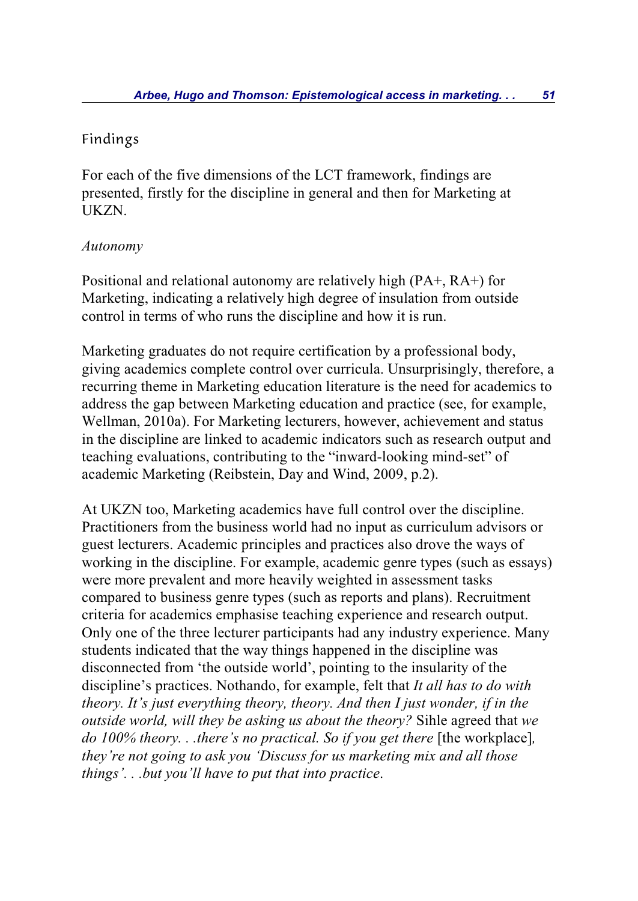## Findings

For each of the five dimensions of the LCT framework, findings are presented, firstly for the discipline in general and then for Marketing at UKZN.

### *Autonomy*

Positional and relational autonomy are relatively high (PA+, RA+) for Marketing, indicating a relatively high degree of insulation from outside control in terms of who runs the discipline and how it is run.

Marketing graduates do not require certification by a professional body, giving academics complete control over curricula. Unsurprisingly, therefore, a recurring theme in Marketing education literature is the need for academics to address the gap between Marketing education and practice (see, for example, Wellman, 2010a). For Marketing lecturers, however, achievement and status in the discipline are linked to academic indicators such as research output and teaching evaluations, contributing to the "inward-looking mind-set" of academic Marketing (Reibstein, Day and Wind, 2009, p.2).

At UKZN too, Marketing academics have full control over the discipline. Practitioners from the business world had no input as curriculum advisors or guest lecturers. Academic principles and practices also drove the ways of working in the discipline. For example, academic genre types (such as essays) were more prevalent and more heavily weighted in assessment tasks compared to business genre types (such as reports and plans). Recruitment criteria for academics emphasise teaching experience and research output. Only one of the three lecturer participants had any industry experience. Many students indicated that the way things happened in the discipline was disconnected from 'the outside world', pointing to the insularity of the discipline's practices. Nothando, for example, felt that *It all has to do with theory. It's just everything theory, theory. And then I just wonder, if in the outside world, will they be asking us about the theory?* Sihle agreed that *we do 100% theory. . .there's no practical. So if you get there* [the workplace]*, they're not going to ask you 'Discuss for us marketing mix and all those things'. . .but you'll have to put that into practice*.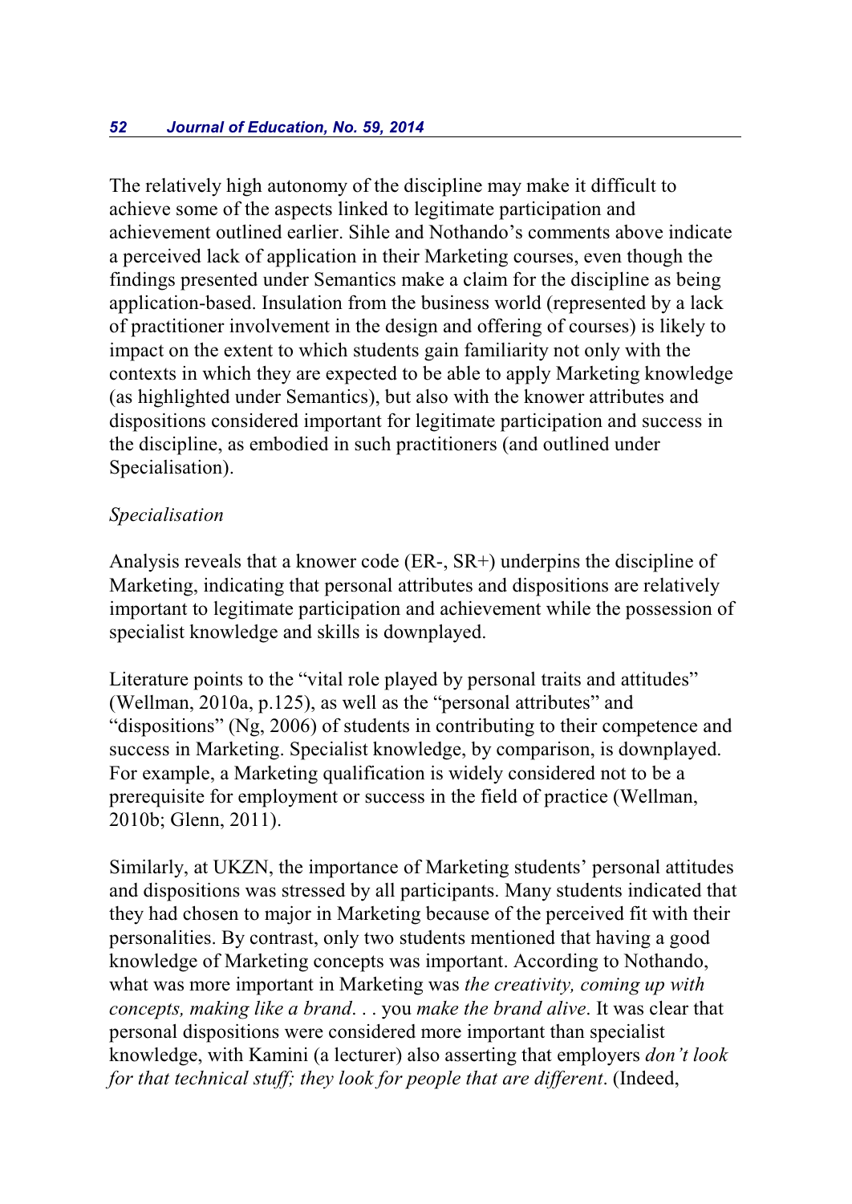The relatively high autonomy of the discipline may make it difficult to achieve some of the aspects linked to legitimate participation and achievement outlined earlier. Sihle and Nothando's comments above indicate a perceived lack of application in their Marketing courses, even though the findings presented under Semantics make a claim for the discipline as being application-based. Insulation from the business world (represented by a lack of practitioner involvement in the design and offering of courses) is likely to impact on the extent to which students gain familiarity not only with the contexts in which they are expected to be able to apply Marketing knowledge (as highlighted under Semantics), but also with the knower attributes and dispositions considered important for legitimate participation and success in the discipline, as embodied in such practitioners (and outlined under Specialisation).

*Specialisation*

Analysis reveals that a knower code (ER-, SR+) underpins the discipline of Marketing, indicating that personal attributes and dispositions are relatively important to legitimate participation and achievement while the possession of specialist knowledge and skills is downplayed.

Literature points to the "vital role played by personal traits and attitudes" (Wellman, 2010a, p.125), as well as the "personal attributes" and "dispositions" (Ng, 2006) of students in contributing to their competence and success in Marketing. Specialist knowledge, by comparison, is downplayed. For example, a Marketing qualification is widely considered not to be a prerequisite for employment or success in the field of practice (Wellman, 2010b; Glenn, 2011).

Similarly, at UKZN, the importance of Marketing students' personal attitudes and dispositions was stressed by all participants. Many students indicated that they had chosen to major in Marketing because of the perceived fit with their personalities. By contrast, only two students mentioned that having a good knowledge of Marketing concepts was important. According to Nothando, what was more important in Marketing was *the creativity, coming up with concepts, making like a brand*. . . you *make the brand alive*. It was clear that personal dispositions were considered more important than specialist knowledge, with Kamini (a lecturer) also asserting that employers *don't look for that technical stuff; they look for people that are different*. (Indeed,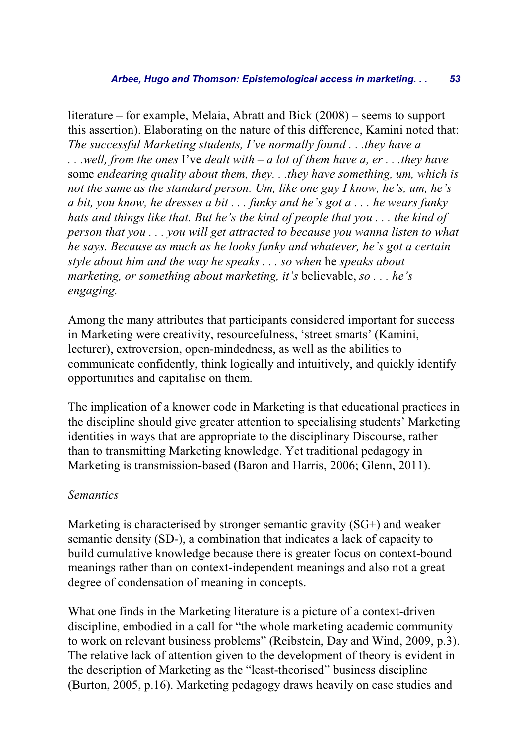literature – for example, Melaia, Abratt and Bick (2008) – seems to support this assertion). Elaborating on the nature of this difference, Kamini noted that:
*The successful Marketing students, I've normally found . . .they have a . . .well, from the ones* I've *dealt with – a lot of them have a, er . . .they have* some *endearing quality about them, they. . .they have something, um, which is not the same as the standard person. Um, like one guy I know, he's, um, he's a bit, you know, he dresses a bit . . . funky and he's got a . . . he wears funky hats and things like that. But he's the kind of people that you . . . the kind of person that you . . . you will get attracted to because you wanna listen to what he says. Because as much as he looks funky and whatever, he's got a certain style about him and the way he speaks . . . so when* he *speaks about marketing, or something about marketing, it's* believable, *so . . . he's engaging.*

Among the many attributes that participants considered important for success in Marketing were creativity, resourcefulness, 'street smarts' (Kamini, lecturer), extroversion, open-mindedness, as well as the abilities to communicate confidently, think logically and intuitively, and quickly identify opportunities and capitalise on them.

The implication of a knower code in Marketing is that educational practices in the discipline should give greater attention to specialising students' Marketing identities in ways that are appropriate to the disciplinary Discourse, rather than to transmitting Marketing knowledge. Yet traditional pedagogy in Marketing is transmission-based (Baron and Harris, 2006; Glenn, 2011).

*Semantics*

Marketing is characterised by stronger semantic gravity (SG+) and weaker semantic density (SD-), a combination that indicates a lack of capacity to build cumulative knowledge because there is greater focus on context-bound meanings rather than on context-independent meanings and also not a great degree of condensation of meaning in concepts.

What one finds in the Marketing literature is a picture of a context-driven discipline, embodied in a call for "the whole marketing academic community to work on relevant business problems" (Reibstein, Day and Wind, 2009, p.3). The relative lack of attention given to the development of theory is evident in the description of Marketing as the "least-theorised" business discipline (Burton, 2005, p.16). Marketing pedagogy draws heavily on case studies and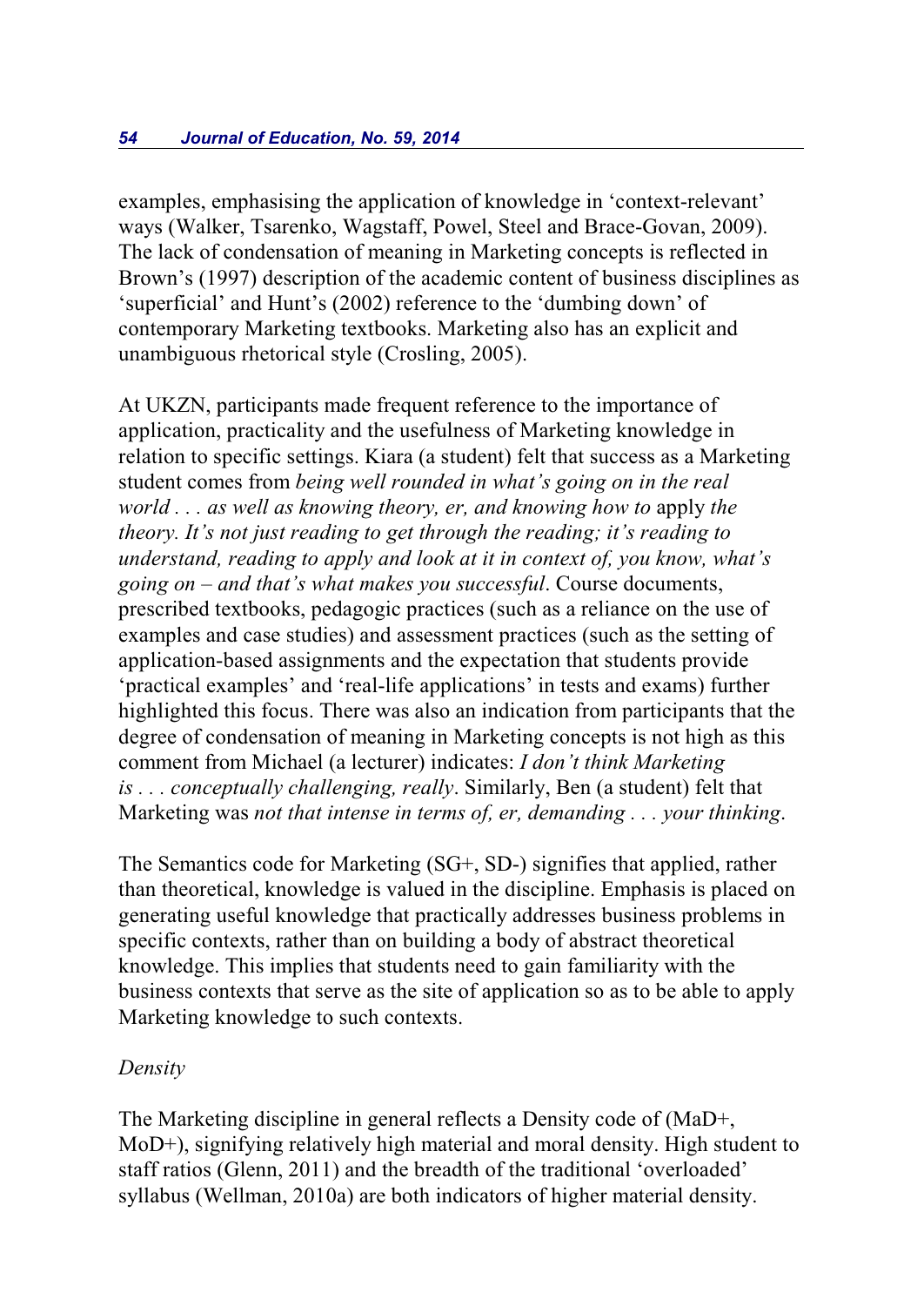examples, emphasising the application of knowledge in 'context-relevant' ways (Walker, Tsarenko, Wagstaff, Powel, Steel and Brace-Govan, 2009). The lack of condensation of meaning in Marketing concepts is reflected in Brown's (1997) description of the academic content of business disciplines as 'superficial' and Hunt's (2002) reference to the 'dumbing down' of contemporary Marketing textbooks. Marketing also has an explicit and unambiguous rhetorical style (Crosling, 2005).

At UKZN, participants made frequent reference to the importance of application, practicality and the usefulness of Marketing knowledge in relation to specific settings. Kiara (a student) felt that success as a Marketing student comes from *being well rounded in what's going on in the real world . . . as well as knowing theory, er, and knowing how to* apply *the theory. It's not just reading to get through the reading; it's reading to understand, reading to apply and look at it in context of, you know, what's going on – and that's what makes you successful*. Course documents, prescribed textbooks, pedagogic practices (such as a reliance on the use of examples and case studies) and assessment practices (such as the setting of application-based assignments and the expectation that students provide 'practical examples' and 'real-life applications' in tests and exams) further highlighted this focus. There was also an indication from participants that the degree of condensation of meaning in Marketing concepts is not high as this comment from Michael (a lecturer) indicates: *I don't think Marketing is . . . conceptually challenging, really*. Similarly, Ben (a student) felt that Marketing was *not that intense in terms of, er, demanding . . . your thinking*.

The Semantics code for Marketing (SG+, SD-) signifies that applied, rather than theoretical, knowledge is valued in the discipline. Emphasis is placed on generating useful knowledge that practically addresses business problems in specific contexts, rather than on building a body of abstract theoretical knowledge. This implies that students need to gain familiarity with the business contexts that serve as the site of application so as to be able to apply Marketing knowledge to such contexts.

*Density*

The Marketing discipline in general reflects a Density code of (MaD+, MoD+), signifying relatively high material and moral density. High student to staff ratios (Glenn, 2011) and the breadth of the traditional 'overloaded' syllabus (Wellman, 2010a) are both indicators of higher material density.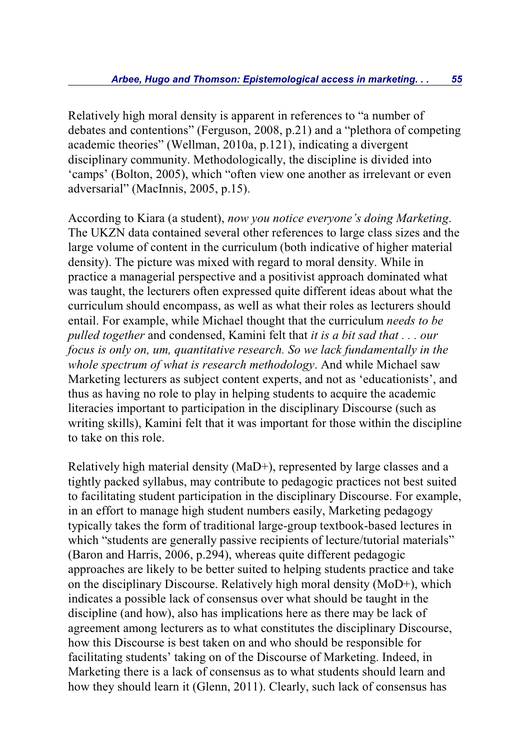Relatively high moral density is apparent in references to "a number of debates and contentions" (Ferguson, 2008, p.21) and a "plethora of competing academic theories" (Wellman, 2010a, p.121), indicating a divergent disciplinary community. Methodologically, the discipline is divided into 'camps' (Bolton, 2005), which "often view one another as irrelevant or even adversarial" (MacInnis, 2005, p.15).

According to Kiara (a student), *now you notice everyone's doing Marketing*. The UKZN data contained several other references to large class sizes and the large volume of content in the curriculum (both indicative of higher material density). The picture was mixed with regard to moral density. While in practice a managerial perspective and a positivist approach dominated what was taught, the lecturers often expressed quite different ideas about what the curriculum should encompass, as well as what their roles as lecturers should entail. For example, while Michael thought that the curriculum *needs to be pulled together* and condensed, Kamini felt that *it is a bit sad that . . . our focus is only on, um, quantitative research. So we lack fundamentally in the whole spectrum of what is research methodology*. And while Michael saw Marketing lecturers as subject content experts, and not as 'educationists', and thus as having no role to play in helping students to acquire the academic literacies important to participation in the disciplinary Discourse (such as writing skills), Kamini felt that it was important for those within the discipline to take on this role.

Relatively high material density (MaD+), represented by large classes and a tightly packed syllabus, may contribute to pedagogic practices not best suited to facilitating student participation in the disciplinary Discourse. For example, in an effort to manage high student numbers easily, Marketing pedagogy typically takes the form of traditional large-group textbook-based lectures in which "students are generally passive recipients of lecture/tutorial materials" (Baron and Harris, 2006, p.294), whereas quite different pedagogic approaches are likely to be better suited to helping students practice and take on the disciplinary Discourse. Relatively high moral density (MoD+), which indicates a possible lack of consensus over what should be taught in the discipline (and how), also has implications here as there may be lack of agreement among lecturers as to what constitutes the disciplinary Discourse, how this Discourse is best taken on and who should be responsible for facilitating students' taking on of the Discourse of Marketing. Indeed, in Marketing there is a lack of consensus as to what students should learn and how they should learn it (Glenn, 2011). Clearly, such lack of consensus has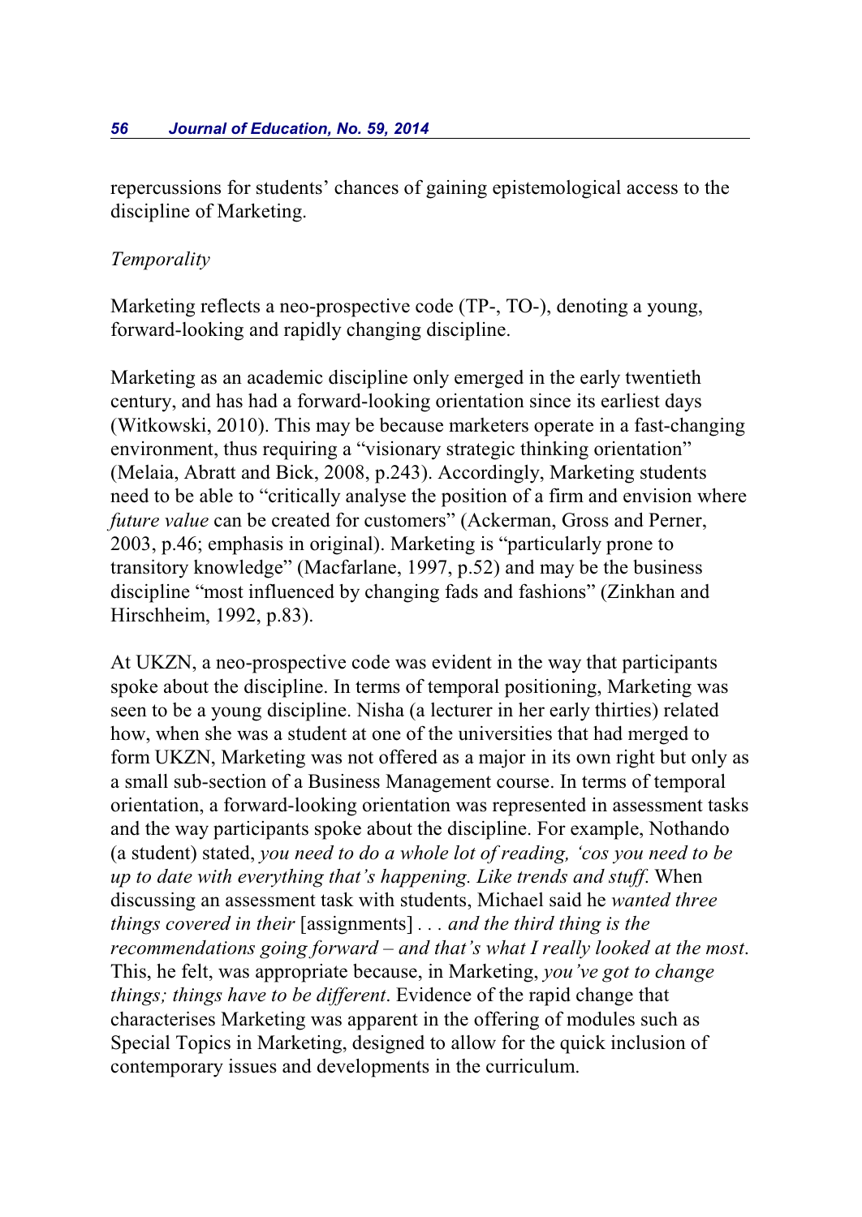repercussions for students' chances of gaining epistemological access to the discipline of Marketing.

*Temporality*

Marketing reflects a neo-prospective code (TP-, TO-), denoting a young, forward-looking and rapidly changing discipline.

Marketing as an academic discipline only emerged in the early twentieth century, and has had a forward-looking orientation since its earliest days (Witkowski, 2010). This may be because marketers operate in a fast-changing environment, thus requiring a "visionary strategic thinking orientation" (Melaia, Abratt and Bick, 2008, p.243). Accordingly, Marketing students need to be able to "critically analyse the position of a firm and envision where *future value* can be created for customers" (Ackerman, Gross and Perner, 2003, p.46; emphasis in original). Marketing is "particularly prone to transitory knowledge" (Macfarlane, 1997, p.52) and may be the business discipline "most influenced by changing fads and fashions" (Zinkhan and Hirschheim, 1992, p.83).

At UKZN, a neo-prospective code was evident in the way that participants spoke about the discipline. In terms of temporal positioning, Marketing was seen to be a young discipline. Nisha (a lecturer in her early thirties) related how, when she was a student at one of the universities that had merged to form UKZN, Marketing was not offered as a major in its own right but only as a small sub-section of a Business Management course. In terms of temporal orientation, a forward-looking orientation was represented in assessment tasks and the way participants spoke about the discipline. For example, Nothando (a student) stated, *you need to do a whole lot of reading, 'cos you need to be up to date with everything that's happening. Like trends and stuff*. When discussing an assessment task with students, Michael said he *wanted three things covered in their* [assignments] *. . . and the third thing is the recommendations going forward – and that's what I really looked at the most*. This, he felt, was appropriate because, in Marketing, *you've got to change things; things have to be different*. Evidence of the rapid change that characterises Marketing was apparent in the offering of modules such as Special Topics in Marketing, designed to allow for the quick inclusion of contemporary issues and developments in the curriculum.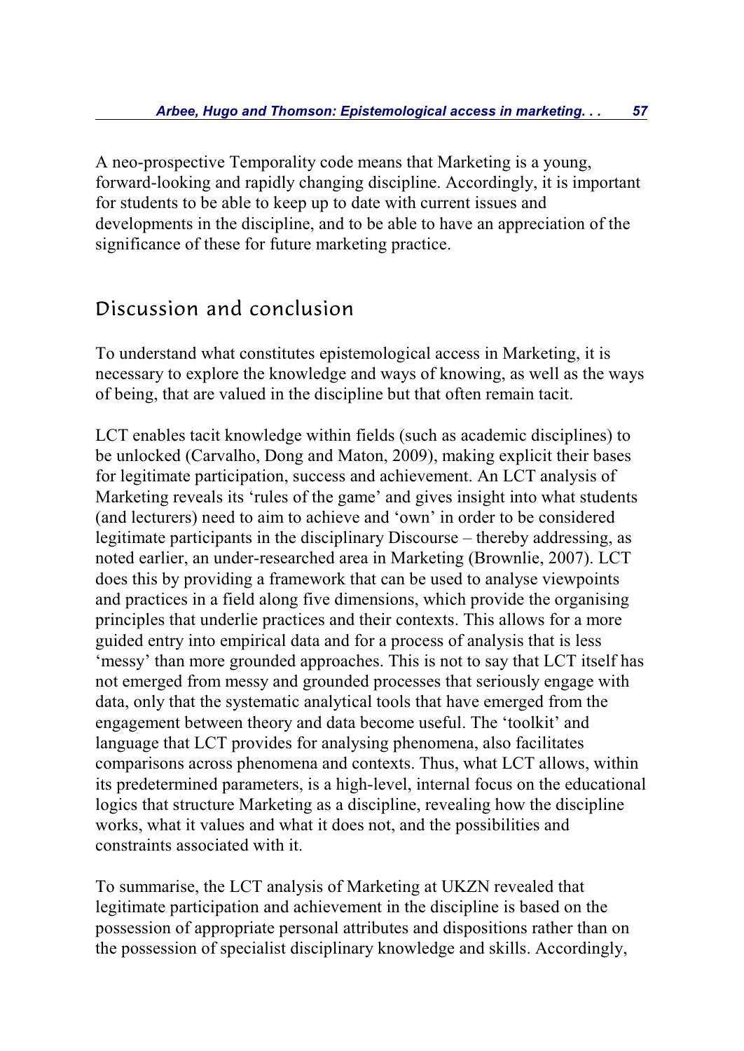A neo-prospective Temporality code means that Marketing is a young, forward-looking and rapidly changing discipline. Accordingly, it is important for students to be able to keep up to date with current issues and developments in the discipline, and to be able to have an appreciation of the significance of these for future marketing practice.

## Discussion and conclusion

To understand what constitutes epistemological access in Marketing, it is necessary to explore the knowledge and ways of knowing, as well as the ways of being, that are valued in the discipline but that often remain tacit.

LCT enables tacit knowledge within fields (such as academic disciplines) to be unlocked (Carvalho, Dong and Maton, 2009), making explicit their bases for legitimate participation, success and achievement. An LCT analysis of Marketing reveals its 'rules of the game' and gives insight into what students (and lecturers) need to aim to achieve and 'own' in order to be considered legitimate participants in the disciplinary Discourse – thereby addressing, as noted earlier, an under-researched area in Marketing (Brownlie, 2007). LCT does this by providing a framework that can be used to analyse viewpoints and practices in a field along five dimensions, which provide the organising principles that underlie practices and their contexts. This allows for a more guided entry into empirical data and for a process of analysis that is less 'messy' than more grounded approaches. This is not to say that LCT itself has not emerged from messy and grounded processes that seriously engage with data, only that the systematic analytical tools that have emerged from the engagement between theory and data become useful. The 'toolkit' and language that LCT provides for analysing phenomena, also facilitates comparisons across phenomena and contexts. Thus, what LCT allows, within its predetermined parameters, is a high-level, internal focus on the educational logics that structure Marketing as a discipline, revealing how the discipline works, what it values and what it does not, and the possibilities and constraints associated with it.

To summarise, the LCT analysis of Marketing at UKZN revealed that legitimate participation and achievement in the discipline is based on the possession of appropriate personal attributes and dispositions rather than on the possession of specialist disciplinary knowledge and skills. Accordingly,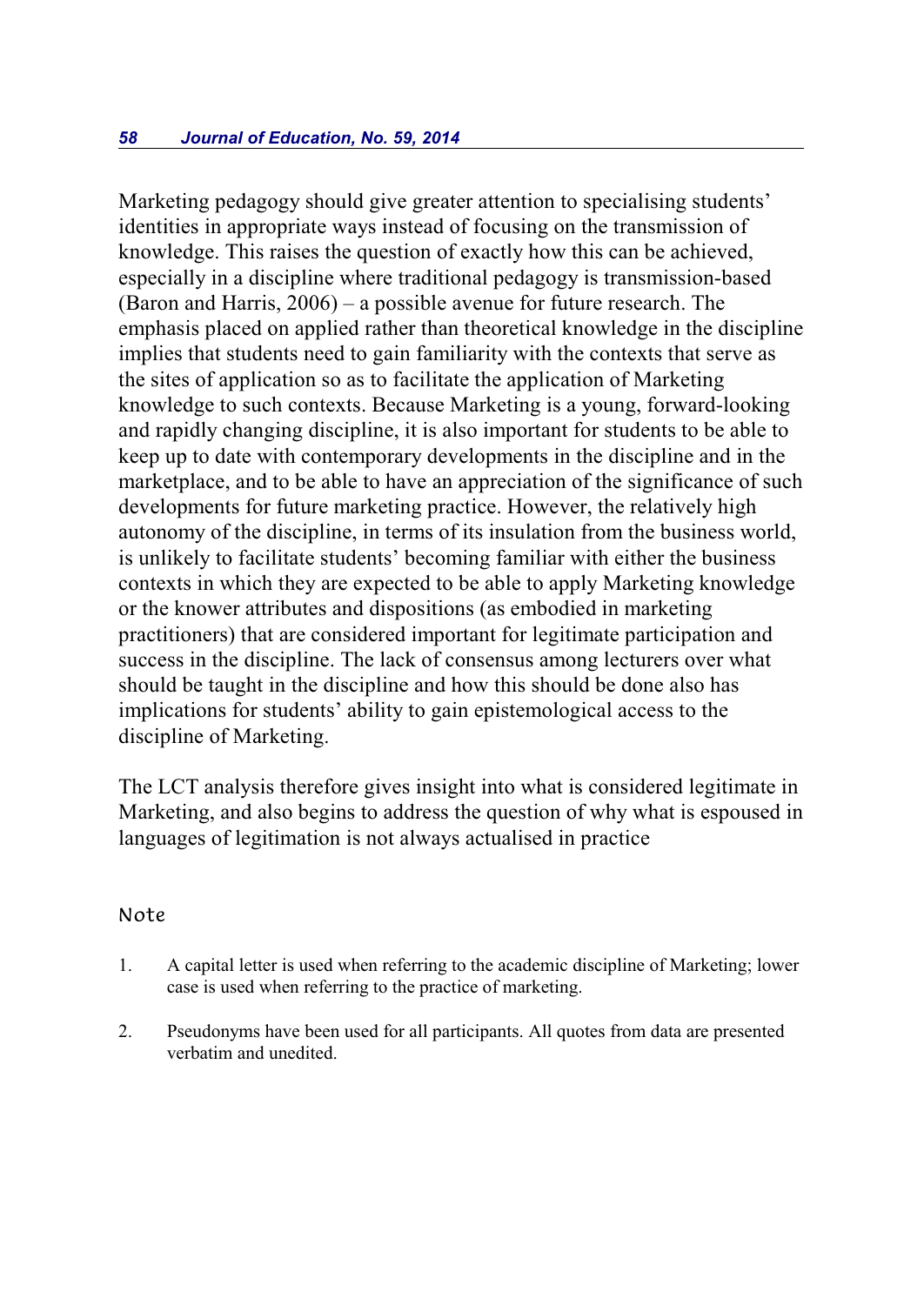Marketing pedagogy should give greater attention to specialising students' identities in appropriate ways instead of focusing on the transmission of knowledge. This raises the question of exactly how this can be achieved, especially in a discipline where traditional pedagogy is transmission-based (Baron and Harris, 2006) – a possible avenue for future research. The emphasis placed on applied rather than theoretical knowledge in the discipline implies that students need to gain familiarity with the contexts that serve as the sites of application so as to facilitate the application of Marketing knowledge to such contexts. Because Marketing is a young, forward-looking and rapidly changing discipline, it is also important for students to be able to keep up to date with contemporary developments in the discipline and in the marketplace, and to be able to have an appreciation of the significance of such developments for future marketing practice. However, the relatively high autonomy of the discipline, in terms of its insulation from the business world, is unlikely to facilitate students' becoming familiar with either the business contexts in which they are expected to be able to apply Marketing knowledge or the knower attributes and dispositions (as embodied in marketing practitioners) that are considered important for legitimate participation and success in the discipline. The lack of consensus among lecturers over what should be taught in the discipline and how this should be done also has implications for students' ability to gain epistemological access to the discipline of Marketing.

The LCT analysis therefore gives insight into what is considered legitimate in Marketing, and also begins to address the question of why what is espoused in languages of legitimation is not always actualised in practice

## Note

1. A capital letter is used when referring to the academic discipline of Marketing; lower case is used when referring to the practice of marketing.

2. Pseudonyms have been used for all participants. All quotes from data are presented verbatim and unedited.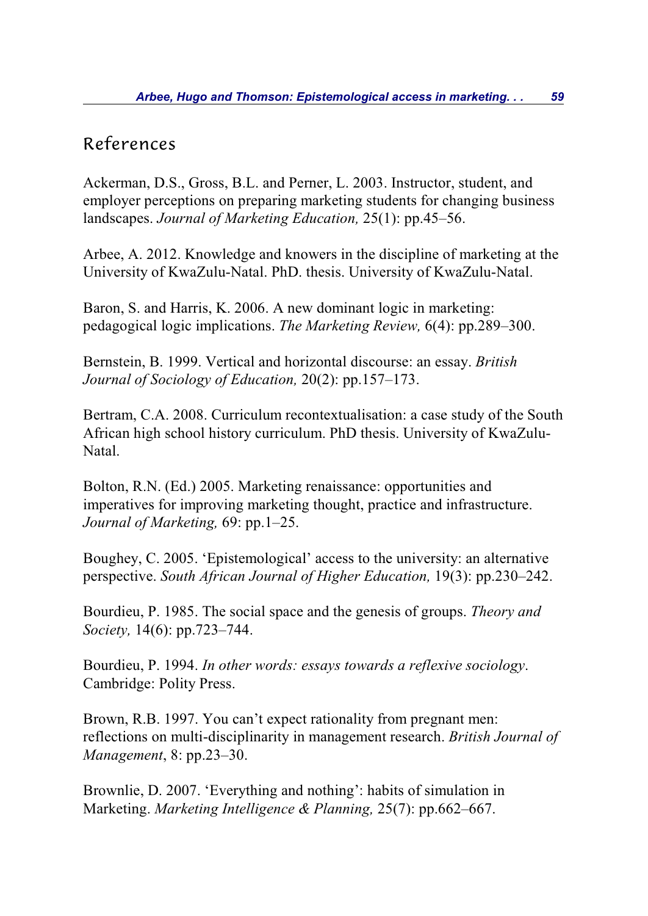## References

Ackerman, D.S., Gross, B.L. and Perner, L. 2003. Instructor, student, and employer perceptions on preparing marketing students for changing business landscapes. *Journal of Marketing Education,* 25(1): pp.45–56.

Arbee, A. 2012. Knowledge and knowers in the discipline of marketing at the University of KwaZulu-Natal. PhD. thesis. University of KwaZulu-Natal.

Baron, S. and Harris, K. 2006. A new dominant logic in marketing: pedagogical logic implications. *The Marketing Review,* 6(4): pp.289–300.

Bernstein, B. 1999. Vertical and horizontal discourse: an essay. *British Journal of Sociology of Education,* 20(2): pp.157–173.

Bertram, C.A. 2008. Curriculum recontextualisation: a case study of the South African high school history curriculum. PhD thesis. University of KwaZulu-Natal.

Bolton, R.N. (Ed.) 2005. Marketing renaissance: opportunities and imperatives for improving marketing thought, practice and infrastructure. *Journal of Marketing,* 69: pp.1–25.

Boughey, C. 2005. 'Epistemological' access to the university: an alternative perspective. *South African Journal of Higher Education,* 19(3): pp.230–242.

Bourdieu, P. 1985. The social space and the genesis of groups. *Theory and Society,* 14(6): pp.723–744.

Bourdieu, P. 1994. *In other words: essays towards a reflexive sociology*. Cambridge: Polity Press.

Brown, R.B. 1997. You can't expect rationality from pregnant men: reflections on multi-disciplinarity in management research. *British Journal of Management*, 8: pp.23–30.

Brownlie, D. 2007. 'Everything and nothing': habits of simulation in Marketing. *Marketing Intelligence & Planning,* 25(7): pp.662–667.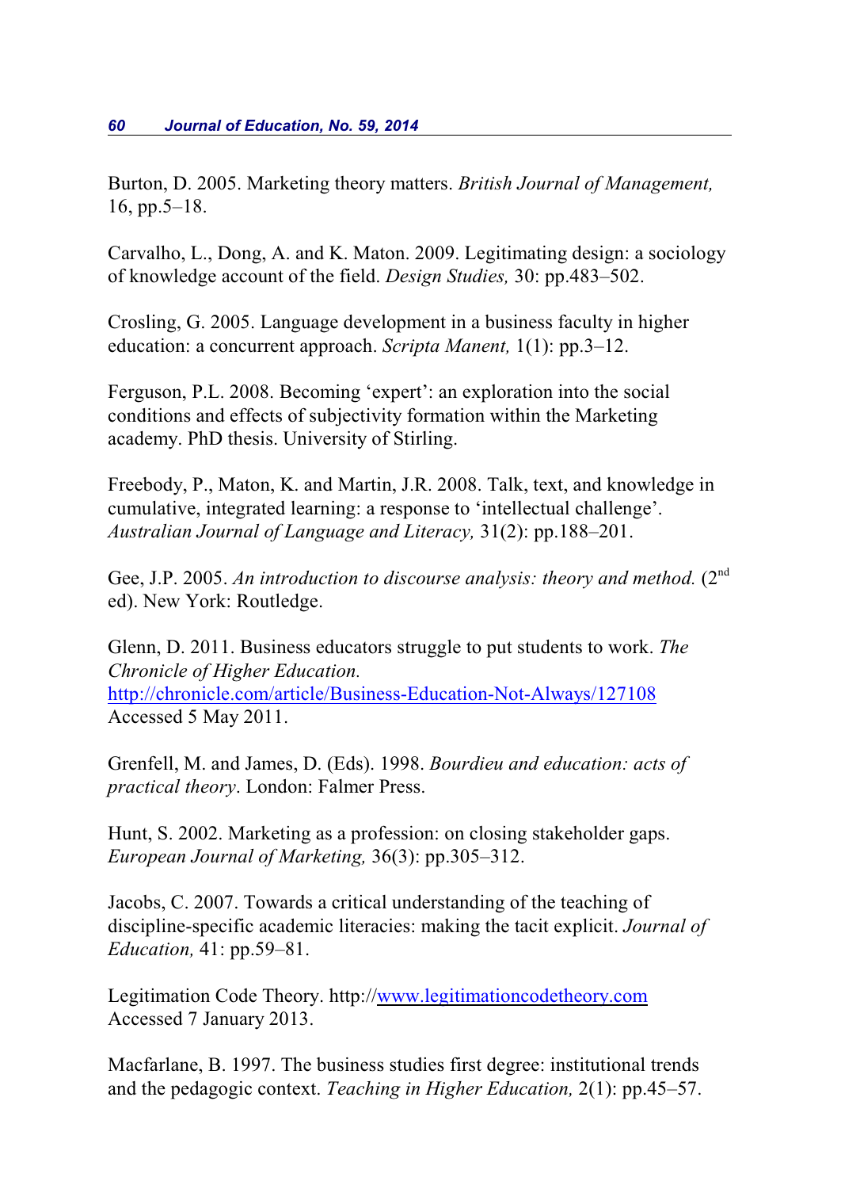Burton, D. 2005. Marketing theory matters. *British Journal of Management,* 16, pp.5–18.

Carvalho, L., Dong, A. and K. Maton. 2009. Legitimating design: a sociology of knowledge account of the field. *Design Studies,* 30: pp.483–502.

Crosling, G. 2005. Language development in a business faculty in higher education: a concurrent approach. *Scripta Manent,* 1(1): pp.3–12.

Ferguson, P.L. 2008. Becoming 'expert': an exploration into the social conditions and effects of subjectivity formation within the Marketing academy. PhD thesis. University of Stirling.

Freebody, P., Maton, K. and Martin, J.R. 2008. Talk, text, and knowledge in cumulative, integrated learning: a response to 'intellectual challenge'. *Australian Journal of Language and Literacy,* 31(2): pp.188–201.

Gee, J.P. 2005. *An introduction to discourse analysis: theory and method.* (2nd ed). New York: Routledge.

Glenn, D. 2011. Business educators struggle to put students to work. *The Chronicle of Higher Education.* http://chronicle.com/article/Business-Education-Not-Always/127108 Accessed 5 May 2011.

Grenfell, M. and James, D. (Eds). 1998. *Bourdieu and education: acts of practical theory*. London: Falmer Press.

Hunt, S. 2002. Marketing as a profession: on closing stakeholder gaps. *European Journal of Marketing,* 36(3): pp.305–312.

Jacobs, C. 2007. Towards a critical understanding of the teaching of discipline-specific academic literacies: making the tacit explicit. *Journal of Education,* 41: pp.59–81.

Legitimation Code Theory. http://www.legitimationcodetheory.com Accessed 7 January 2013.

Macfarlane, B. 1997. The business studies first degree: institutional trends and the pedagogic context. *Teaching in Higher Education,* 2(1): pp.45–57.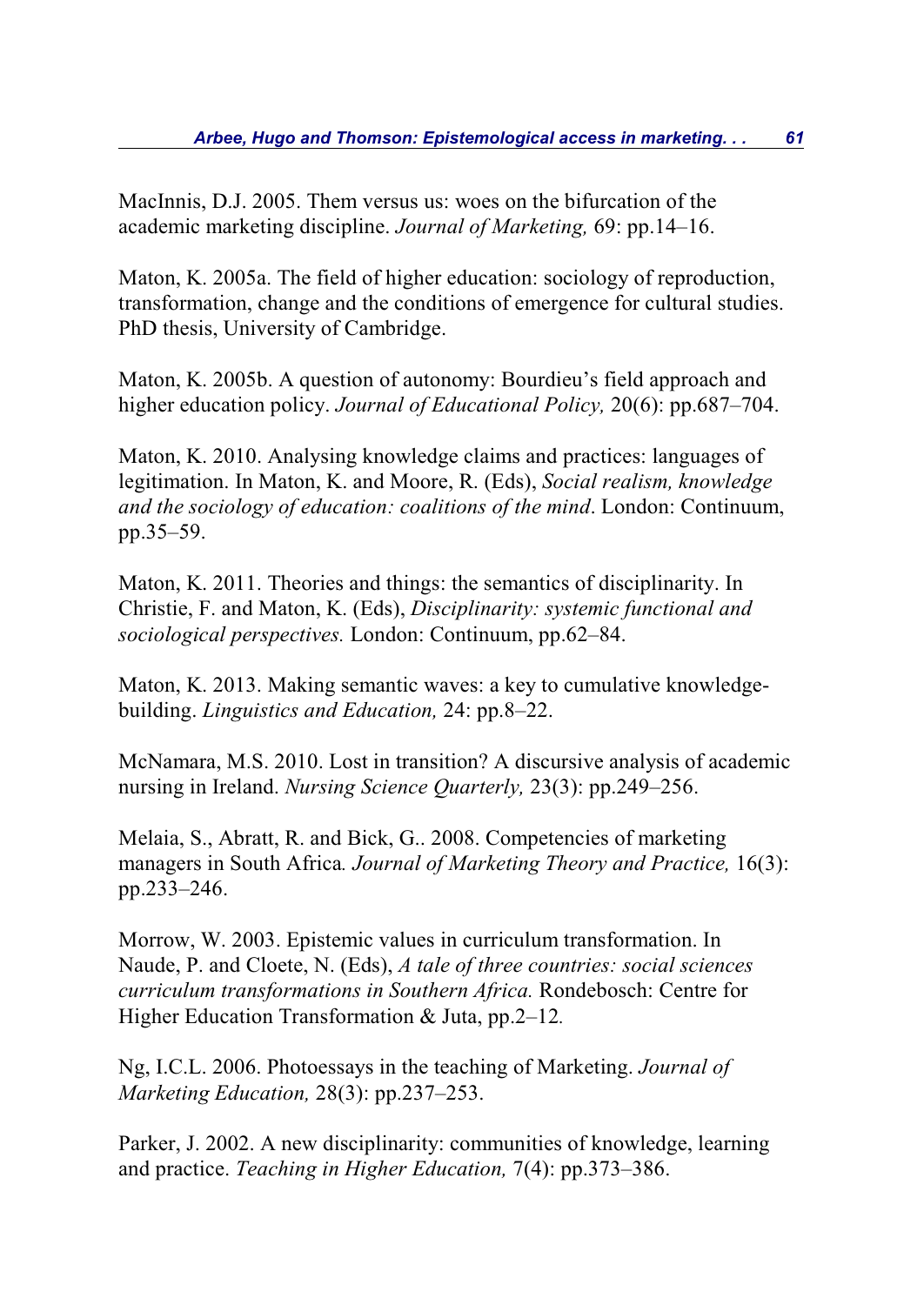MacInnis, D.J. 2005. Them versus us: woes on the bifurcation of the academic marketing discipline. *Journal of Marketing,* 69: pp.14–16.

Maton, K. 2005a. The field of higher education: sociology of reproduction, transformation, change and the conditions of emergence for cultural studies. PhD thesis, University of Cambridge.

Maton, K. 2005b. A question of autonomy: Bourdieu's field approach and higher education policy. *Journal of Educational Policy,* 20(6): pp.687–704.

Maton, K. 2010. Analysing knowledge claims and practices: languages of legitimation. In Maton, K. and Moore, R. (Eds), *Social realism, knowledge and the sociology of education: coalitions of the mind*. London: Continuum, pp.35–59.

Maton, K. 2011. Theories and things: the semantics of disciplinarity. In Christie, F. and Maton, K. (Eds), *Disciplinarity: systemic functional and sociological perspectives.* London: Continuum, pp.62–84.

Maton, K. 2013. Making semantic waves: a key to cumulative knowledge-building. *Linguistics and Education,* 24: pp.8–22.

McNamara, M.S. 2010. Lost in transition? A discursive analysis of academic nursing in Ireland. *Nursing Science Quarterly,* 23(3): pp.249–256.

Melaia, S., Abratt, R. and Bick, G.. 2008. Competencies of marketing managers in South Africa*. Journal of Marketing Theory and Practice,* 16(3): pp.233–246.

Morrow, W. 2003. Epistemic values in curriculum transformation. In Naude, P. and Cloete, N. (Eds), *A tale of three countries: social sciences curriculum transformations in Southern Africa.* Rondebosch: Centre for Higher Education Transformation & Juta, pp.2–12*.*

Ng, I.C.L. 2006. Photoessays in the teaching of Marketing. *Journal of Marketing Education,* 28(3): pp.237–253.

Parker, J. 2002. A new disciplinarity: communities of knowledge, learning and practice. *Teaching in Higher Education,* 7(4): pp.373–386.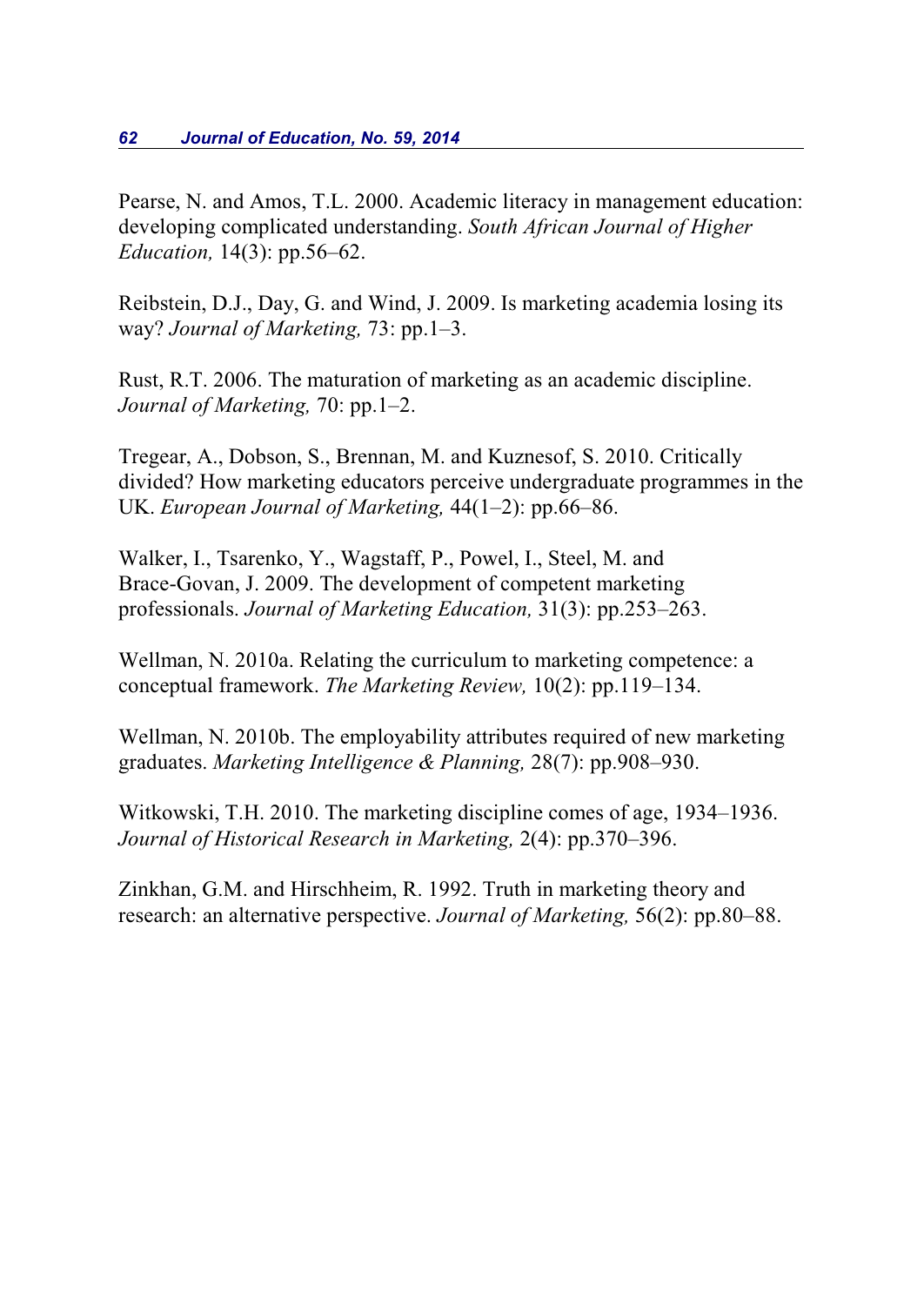Pearse, N. and Amos, T.L. 2000. Academic literacy in management education: developing complicated understanding. *South African Journal of Higher Education,* 14(3): pp.56–62.

Reibstein, D.J., Day, G. and Wind, J. 2009. Is marketing academia losing its way? *Journal of Marketing,* 73: pp.1–3.

Rust, R.T. 2006. The maturation of marketing as an academic discipline. *Journal of Marketing,* 70: pp.1–2.

Tregear, A., Dobson, S., Brennan, M. and Kuznesof, S. 2010. Critically divided? How marketing educators perceive undergraduate programmes in the UK. *European Journal of Marketing,* 44(1–2): pp.66–86.

Walker, I., Tsarenko, Y., Wagstaff, P., Powel, I., Steel, M. and Brace-Govan, J. 2009. The development of competent marketing professionals. *Journal of Marketing Education,* 31(3): pp.253–263.

Wellman, N. 2010a. Relating the curriculum to marketing competence: a conceptual framework. *The Marketing Review,* 10(2): pp.119–134.

Wellman, N. 2010b. The employability attributes required of new marketing graduates. *Marketing Intelligence & Planning,* 28(7): pp.908–930.

Witkowski, T.H. 2010. The marketing discipline comes of age, 1934–1936. *Journal of Historical Research in Marketing,* 2(4): pp.370–396.

Zinkhan, G.M. and Hirschheim, R. 1992. Truth in marketing theory and research: an alternative perspective. *Journal of Marketing,* 56(2): pp.80–88.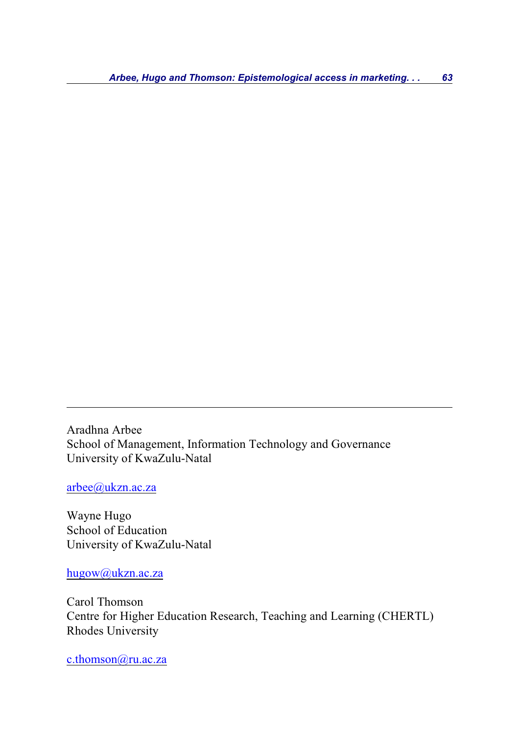---

Aradhna Arbee
School of Management, Information Technology and Governance
University of KwaZulu-Natal

arbee@ukzn.ac.za

Wayne Hugo
School of Education
University of KwaZulu-Natal

hugow@ukzn.ac.za

Carol Thomson
Centre for Higher Education Research, Teaching and Learning (CHERTL)
Rhodes University

c.thomson@ru.ac.za